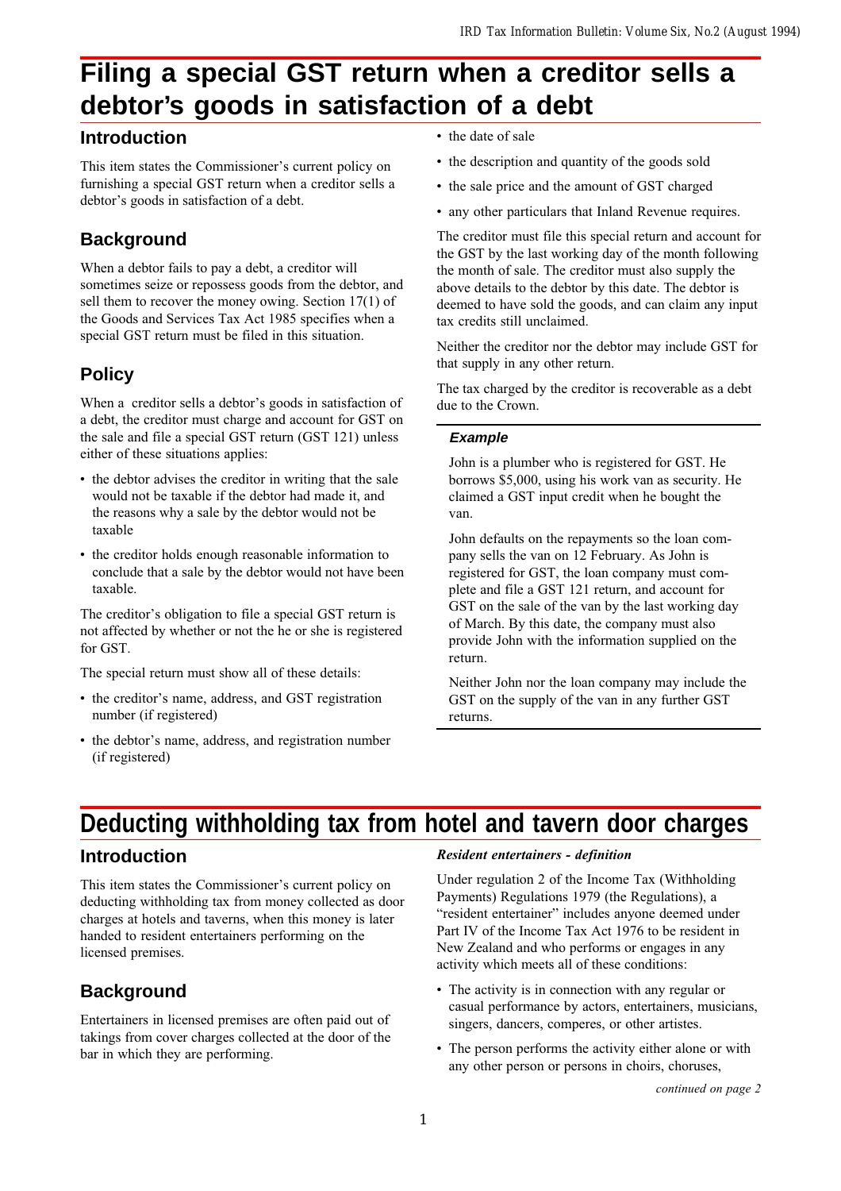# Filing a special GST return when a creditor sells a debtor's goods in satisfaction of a debt

## Introduction

This item states the Commissioner's current policy on furnishing a special GST return when a creditor sells a debtor's goods in satisfaction of a debt.

## Background

When a debtor fails to pay a debt, a creditor will sometimes seize or repossess goods from the debtor, and sell them to recover the money owing. Section 17(1) of the Goods and Services Tax Act 1985 specifies when a special GST return must be filed in this situation.

## Policy

When a creditor sells a debtor's goods in satisfaction of a debt, the creditor must charge and account for GST on the sale and file a special GST return (GST 121) unless either of these situations applies:

- the debtor advises the creditor in writing that the sale would not be taxable if the debtor had made it, and the reasons why a sale by the debtor would not be taxable
- the creditor holds enough reasonable information to conclude that a sale by the debtor would not have been taxable.

The creditor's obligation to file a special GST return is not affected by whether or not the he or she is registered for GST.

The special return must show all of these details:

- the creditor's name, address, and GST registration number (if registered)
- the debtor's name, address, and registration number (if registered)
- the date of sale
- the description and quantity of the goods sold
- the sale price and the amount of GST charged
- any other particulars that Inland Revenue requires.

The creditor must file this special return and account for the GST by the last working day of the month following the month of sale. The creditor must also supply the above details to the debtor by this date. The debtor is deemed to have sold the goods, and can claim any input tax credits still unclaimed.

Neither the creditor nor the debtor may include GST for that supply in any other return.

The tax charged by the creditor is recoverable as a debt due to the Crown.

### *Example*

John is a plumber who is registered for GST. He borrows $5,000, using his work van as security. He claimed a GST input credit when he bought the van.

John defaults on the repayments so the loan company sells the van on 12 February. As John is registered for GST, the loan company must complete and file a GST 121 return, and account for GST on the sale of the van by the last working day of March. By this date, the company must also provide John with the information supplied on the return.

Neither John nor the loan company may include the GST on the supply of the van in any further GST returns.

# Deducting withholding tax from hotel and tavern door charges

## Introduction

This item states the Commissioner's current policy on deducting withholding tax from money collected as door charges at hotels and taverns, when this money is later handed to resident entertainers performing on the licensed premises.

## Background

Entertainers in licensed premises are often paid out of takings from cover charges collected at the door of the bar in which they are performing.

### *Resident entertainers - definition*

Under regulation 2 of the Income Tax (Withholding Payments) Regulations 1979 (the Regulations), a "resident entertainer" includes anyone deemed under Part IV of the Income Tax Act 1976 to be resident in New Zealand and who performs or engages in any activity which meets all of these conditions:

- The activity is in connection with any regular or casual performance by actors, entertainers, musicians, singers, dancers, comperes, or other artistes.
- The person performs the activity either alone or with any other person or persons in choirs, choruses,

*continued on page 2*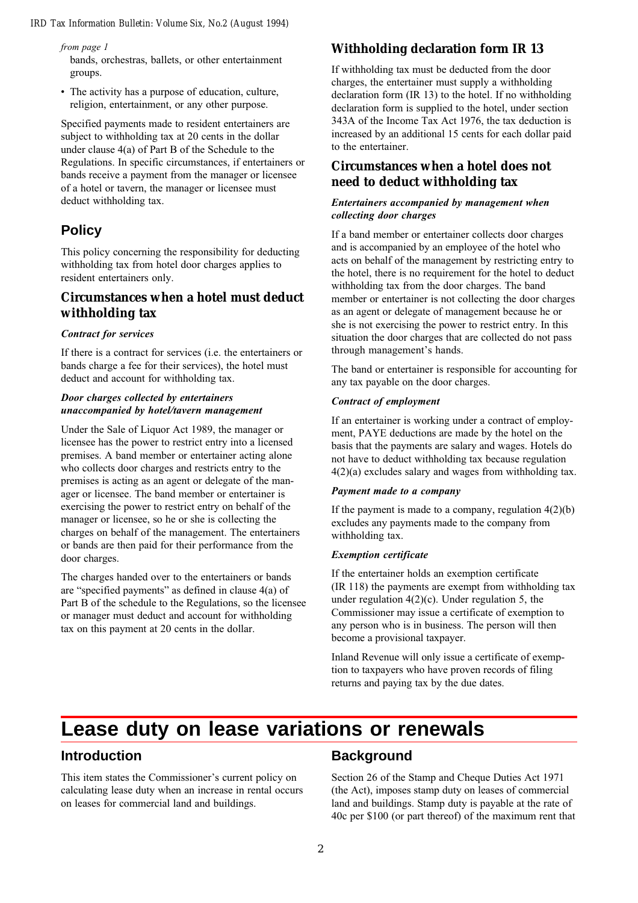*from page 1*

bands, orchestras, ballets, or other entertainment groups.

- The activity has a purpose of education, culture, religion, entertainment, or any other purpose.

Specified payments made to resident entertainers are subject to withholding tax at 20 cents in the dollar under clause 4(a) of Part B of the Schedule to the Regulations. In specific circumstances, if entertainers or bands receive a payment from the manager or licensee of a hotel or tavern, the manager or licensee must deduct withholding tax.

## Policy

This policy concerning the responsibility for deducting withholding tax from hotel door charges applies to resident entertainers only.

### Circumstances when a hotel must deduct withholding tax

***Contract for services***

If there is a contract for services (i.e. the entertainers or bands charge a fee for their services), the hotel must deduct and account for withholding tax.

***Door charges collected by entertainers unaccompanied by hotel/tavern management***

Under the Sale of Liquor Act 1989, the manager or licensee has the power to restrict entry into a licensed premises. A band member or entertainer acting alone who collects door charges and restricts entry to the premises is acting as an agent or delegate of the manager or licensee. The band member or entertainer is exercising the power to restrict entry on behalf of the manager or licensee, so he or she is collecting the charges on behalf of the management. The entertainers or bands are then paid for their performance from the door charges.

The charges handed over to the entertainers or bands are "specified payments" as defined in clause 4(a) of Part B of the schedule to the Regulations, so the licensee or manager must deduct and account for withholding tax on this payment at 20 cents in the dollar.

### Withholding declaration form IR 13

If withholding tax must be deducted from the door charges, the entertainer must supply a withholding declaration form (IR 13) to the hotel. If no withholding declaration form is supplied to the hotel, under section 343A of the Income Tax Act 1976, the tax deduction is increased by an additional 15 cents for each dollar paid to the entertainer.

### Circumstances when a hotel does not need to deduct withholding tax

***Entertainers accompanied by management when collecting door charges***

If a band member or entertainer collects door charges and is accompanied by an employee of the hotel who acts on behalf of the management by restricting entry to the hotel, there is no requirement for the hotel to deduct withholding tax from the door charges. The band member or entertainer is not collecting the door charges as an agent or delegate of management because he or she is not exercising the power to restrict entry. In this situation the door charges that are collected do not pass through management's hands.

The band or entertainer is responsible for accounting for any tax payable on the door charges.

***Contract of employment***

If an entertainer is working under a contract of employment, PAYE deductions are made by the hotel on the basis that the payments are salary and wages. Hotels do not have to deduct withholding tax because regulation 4(2)(a) excludes salary and wages from withholding tax.

***Payment made to a company***

If the payment is made to a company, regulation 4(2)(b) excludes any payments made to the company from withholding tax.

***Exemption certificate***

If the entertainer holds an exemption certificate (IR 118) the payments are exempt from withholding tax under regulation 4(2)(c). Under regulation 5, the Commissioner may issue a certificate of exemption to any person who is in business. The person will then become a provisional taxpayer.

Inland Revenue will only issue a certificate of exemption to taxpayers who have proven records of filing returns and paying tax by the due dates.

# Lease duty on lease variations or renewals

## Introduction

This item states the Commissioner's current policy on calculating lease duty when an increase in rental occurs on leases for commercial land and buildings.

## Background

Section 26 of the Stamp and Cheque Duties Act 1971 (the Act), imposes stamp duty on leases of commercial land and buildings. Stamp duty is payable at the rate of 40c per $100 (or part thereof) of the maximum rent that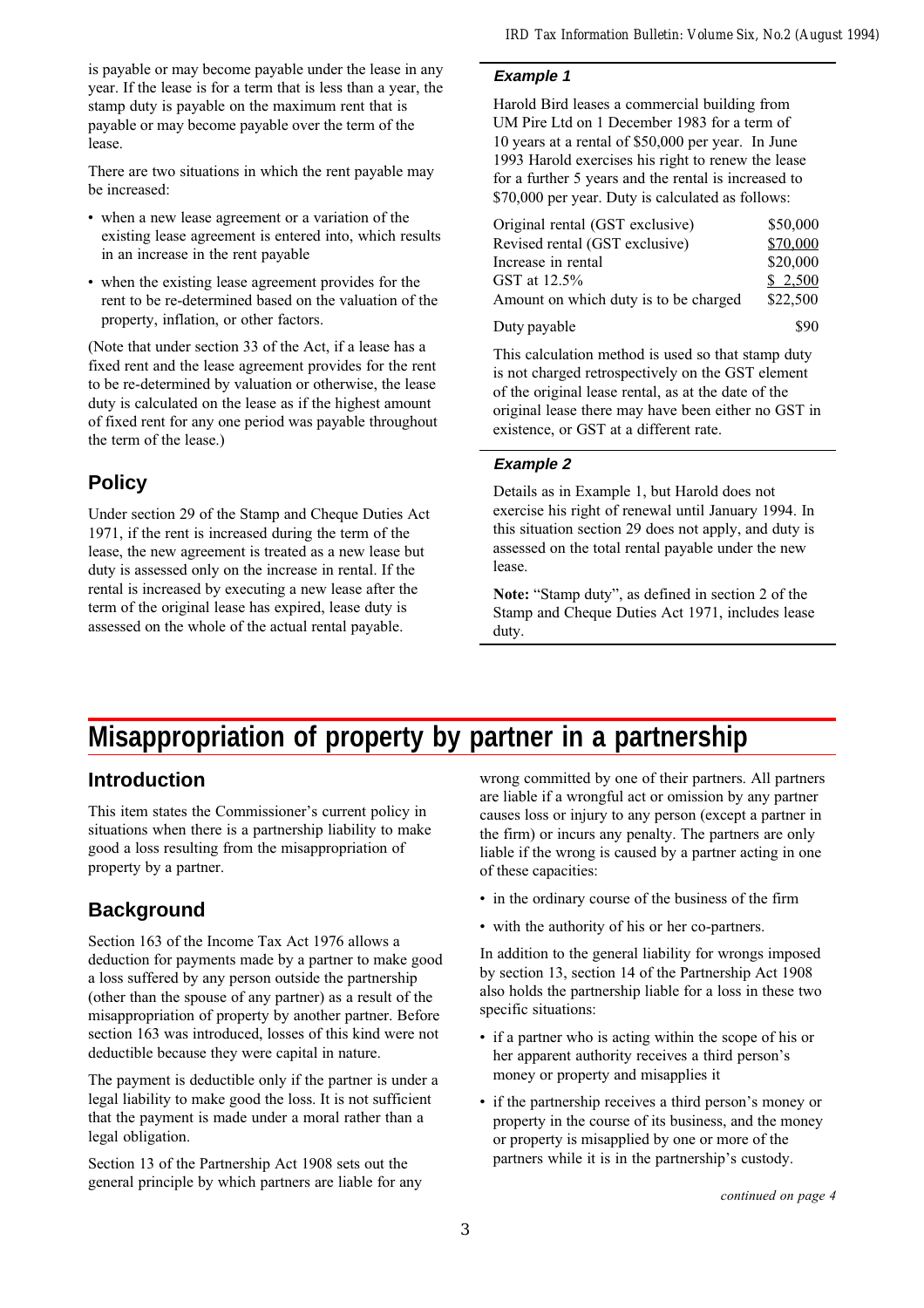is payable or may become payable under the lease in any year. If the lease is for a term that is less than a year, the stamp duty is payable on the maximum rent that is payable or may become payable over the term of the lease.

There are two situations in which the rent payable may be increased:

- when a new lease agreement or a variation of the existing lease agreement is entered into, which results in an increase in the rent payable
- when the existing lease agreement provides for the rent to be re-determined based on the valuation of the property, inflation, or other factors.

(Note that under section 33 of the Act, if a lease has a fixed rent and the lease agreement provides for the rent to be re-determined by valuation or otherwise, the lease duty is calculated on the lease as if the highest amount of fixed rent for any one period was payable throughout the term of the lease.)

## Policy

Under section 29 of the Stamp and Cheque Duties Act 1971, if the rent is increased during the term of the lease, the new agreement is treated as a new lease but duty is assessed only on the increase in rental. If the rental is increased by executing a new lease after the term of the original lease has expired, lease duty is assessed on the whole of the actual rental payable.

### *Example 1*

Harold Bird leases a commercial building from UM Pire Ltd on 1 December 1983 for a term of 10 years at a rental of $50,000 per year. In June 1993 Harold exercises his right to renew the lease for a further 5 years and the rental is increased to $70,000 per year. Duty is calculated as follows:

| | |
|---|---|
| Original rental (GST exclusive) | $50,000 |
| Revised rental (GST exclusive) | $70,000 |
| Increase in rental | $20,000 |
| GST at 12.5% | $ 2,500 |
| Amount on which duty is to be charged | $22,500 |
| Duty payable | $90 |

This calculation method is used so that stamp duty is not charged retrospectively on the GST element of the original lease rental, as at the date of the original lease there may have been either no GST in existence, or GST at a different rate.

### *Example 2*

Details as in Example 1, but Harold does not exercise his right of renewal until January 1994. In this situation section 29 does not apply, and duty is assessed on the total rental payable under the new lease.

**Note:** "Stamp duty", as defined in section 2 of the Stamp and Cheque Duties Act 1971, includes lease duty.

# Misappropriation of property by partner in a partnership

## Introduction

This item states the Commissioner's current policy in situations when there is a partnership liability to make good a loss resulting from the misappropriation of property by a partner.

## Background

Section 163 of the Income Tax Act 1976 allows a deduction for payments made by a partner to make good a loss suffered by any person outside the partnership (other than the spouse of any partner) as a result of the misappropriation of property by another partner. Before section 163 was introduced, losses of this kind were not deductible because they were capital in nature.

The payment is deductible only if the partner is under a legal liability to make good the loss. It is not sufficient that the payment is made under a moral rather than a legal obligation.

Section 13 of the Partnership Act 1908 sets out the general principle by which partners are liable for any wrong committed by one of their partners. All partners are liable if a wrongful act or omission by any partner causes loss or injury to any person (except a partner in the firm) or incurs any penalty. The partners are only liable if the wrong is caused by a partner acting in one of these capacities:

- in the ordinary course of the business of the firm
- with the authority of his or her co-partners.

In addition to the general liability for wrongs imposed by section 13, section 14 of the Partnership Act 1908 also holds the partnership liable for a loss in these two specific situations:

- if a partner who is acting within the scope of his or her apparent authority receives a third person's money or property and misapplies it
- if the partnership receives a third person's money or property in the course of its business, and the money or property is misapplied by one or more of the partners while it is in the partnership's custody.

*continued on page 4*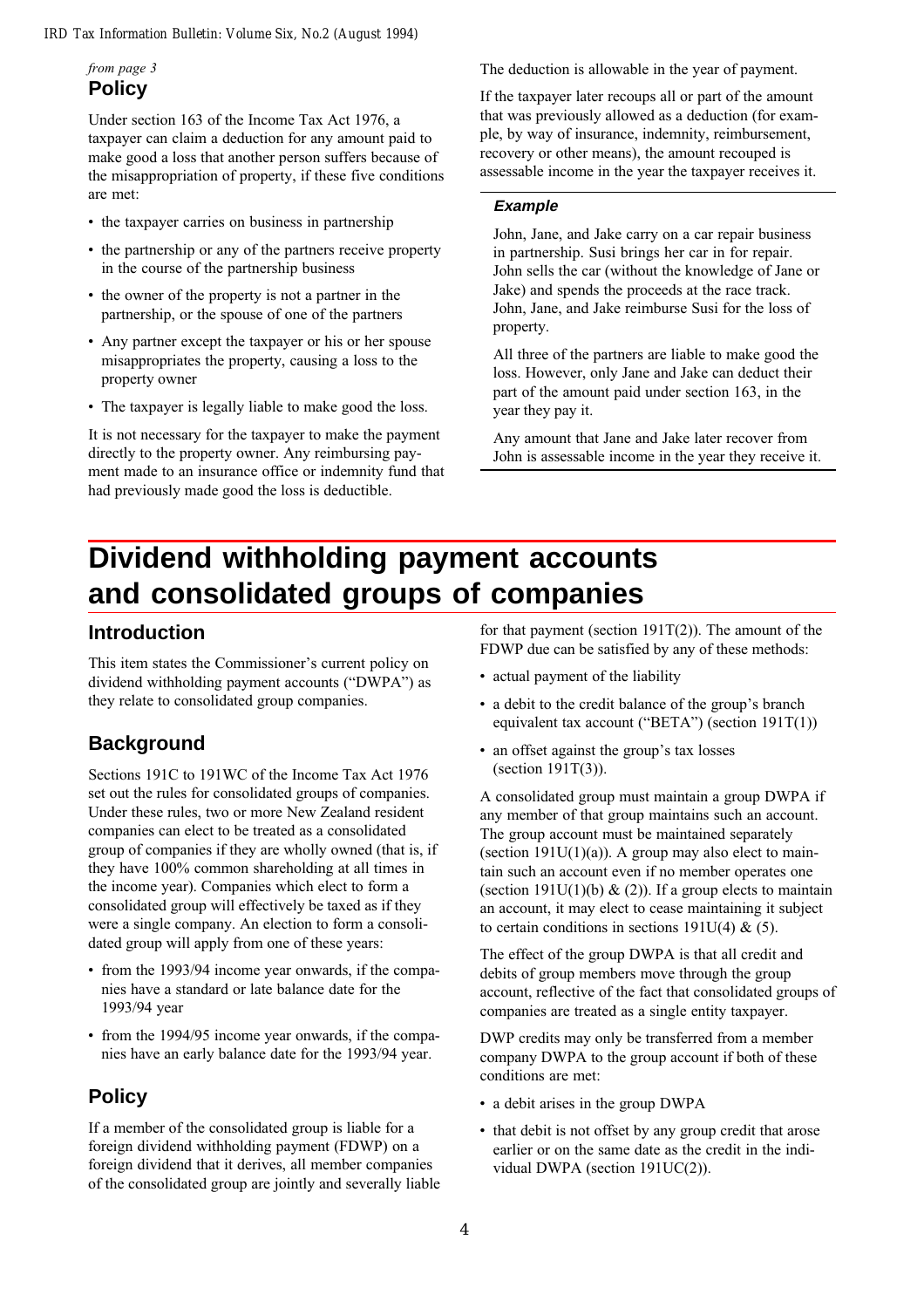*from page 3*

## Policy

Under section 163 of the Income Tax Act 1976, a taxpayer can claim a deduction for any amount paid to make good a loss that another person suffers because of the misappropriation of property, if these five conditions are met:

- the taxpayer carries on business in partnership
- the partnership or any of the partners receive property in the course of the partnership business
- the owner of the property is not a partner in the partnership, or the spouse of one of the partners
- Any partner except the taxpayer or his or her spouse misappropriates the property, causing a loss to the property owner
- The taxpayer is legally liable to make good the loss.

It is not necessary for the taxpayer to make the payment directly to the property owner. Any reimbursing payment made to an insurance office or indemnity fund that had previously made good the loss is deductible.

The deduction is allowable in the year of payment.

If the taxpayer later recoups all or part of the amount that was previously allowed as a deduction (for example, by way of insurance, indemnity, reimbursement, recovery or other means), the amount recouped is assessable income in the year the taxpayer receives it.

### *Example*

John, Jane, and Jake carry on a car repair business in partnership. Susi brings her car in for repair. John sells the car (without the knowledge of Jane or Jake) and spends the proceeds at the race track. John, Jane, and Jake reimburse Susi for the loss of property.

All three of the partners are liable to make good the loss. However, only Jane and Jake can deduct their part of the amount paid under section 163, in the year they pay it.

Any amount that Jane and Jake later recover from John is assessable income in the year they receive it.

# Dividend withholding payment accounts and consolidated groups of companies

## Introduction

This item states the Commissioner's current policy on dividend withholding payment accounts ("DWPA") as they relate to consolidated group companies.

## Background

Sections 191C to 191WC of the Income Tax Act 1976 set out the rules for consolidated groups of companies. Under these rules, two or more New Zealand resident companies can elect to be treated as a consolidated group of companies if they are wholly owned (that is, if they have 100% common shareholding at all times in the income year). Companies which elect to form a consolidated group will effectively be taxed as if they were a single company. An election to form a consolidated group will apply from one of these years:

- from the 1993/94 income year onwards, if the companies have a standard or late balance date for the 1993/94 year
- from the 1994/95 income year onwards, if the companies have an early balance date for the 1993/94 year.

## Policy

If a member of the consolidated group is liable for a foreign dividend withholding payment (FDWP) on a foreign dividend that it derives, all member companies of the consolidated group are jointly and severally liable for that payment (section 191T(2)). The amount of the FDWP due can be satisfied by any of these methods:

- actual payment of the liability
- a debit to the credit balance of the group's branch equivalent tax account ("BETA") (section 191T(1))
- an offset against the group's tax losses (section 191T(3)).

A consolidated group must maintain a group DWPA if any member of that group maintains such an account. The group account must be maintained separately (section 191U(1)(a)). A group may also elect to maintain such an account even if no member operates one (section 191U(1)(b) & (2)). If a group elects to maintain an account, it may elect to cease maintaining it subject to certain conditions in sections 191U(4) & (5).

The effect of the group DWPA is that all credit and debits of group members move through the group account, reflective of the fact that consolidated groups of companies are treated as a single entity taxpayer.

DWP credits may only be transferred from a member company DWPA to the group account if both of these conditions are met:

- a debit arises in the group DWPA
- that debit is not offset by any group credit that arose earlier or on the same date as the credit in the individual DWPA (section 191UC(2)).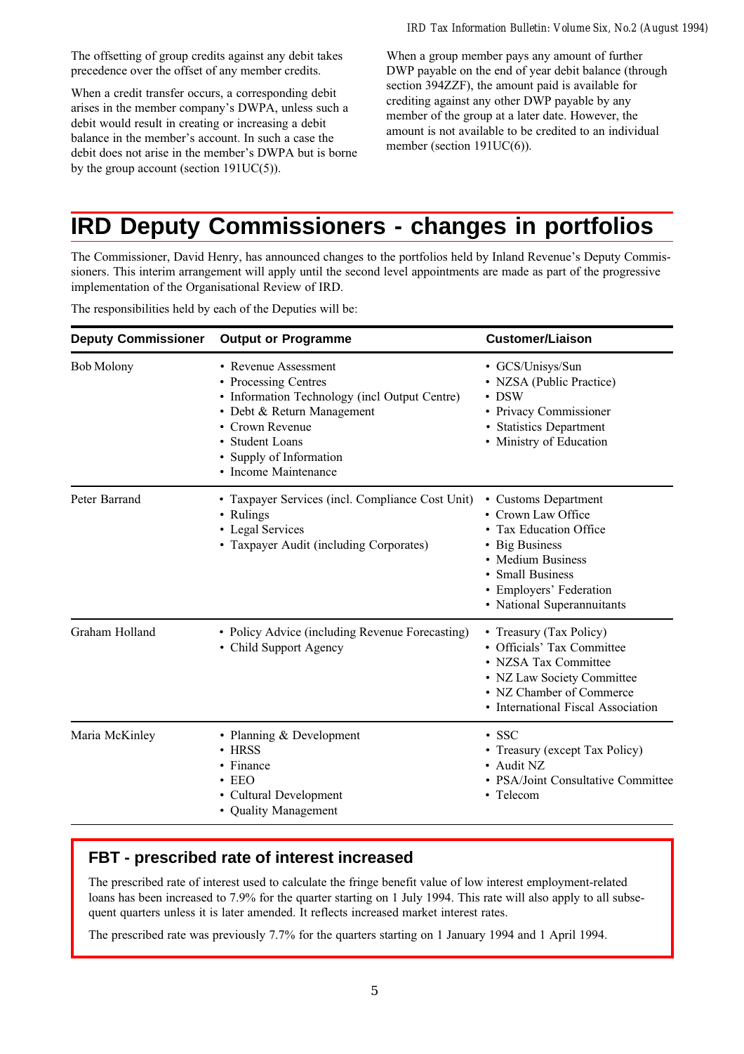The offsetting of group credits against any debit takes precedence over the offset of any member credits.

When a credit transfer occurs, a corresponding debit arises in the member company's DWPA, unless such a debit would result in creating or increasing a debit balance in the member's account. In such a case the debit does not arise in the member's DWPA but is borne by the group account (section 191UC(5)).

When a group member pays any amount of further DWP payable on the end of year debit balance (through section 394ZZF), the amount paid is available for crediting against any other DWP payable by any member of the group at a later date. However, the amount is not available to be credited to an individual member (section 191UC(6)).

# IRD Deputy Commissioners - changes in portfolios

The Commissioner, David Henry, has announced changes to the portfolios held by Inland Revenue's Deputy Commissioners. This interim arrangement will apply until the second level appointments are made as part of the progressive implementation of the Organisational Review of IRD.

The responsibilities held by each of the Deputies will be:

| Deputy Commissioner | Output or Programme | Customer/Liaison |
|---|---|---|
| Bob Molony | • Revenue Assessment<br>• Processing Centres<br>• Information Technology (incl Output Centre)<br>• Debt & Return Management<br>• Crown Revenue<br>• Student Loans<br>• Supply of Information<br>• Income Maintenance | • GCS/Unisys/Sun<br>• NZSA (Public Practice)<br>• DSW<br>• Privacy Commissioner<br>• Statistics Department<br>• Ministry of Education |
| Peter Barrand | • Taxpayer Services (incl. Compliance Cost Unit)<br>• Rulings<br>• Legal Services<br>• Taxpayer Audit (including Corporates) | • Customs Department<br>• Crown Law Office<br>• Tax Education Office<br>• Big Business<br>• Medium Business<br>• Small Business<br>• Employers' Federation<br>• National Superannuitants |
| Graham Holland | • Policy Advice (including Revenue Forecasting)<br>• Child Support Agency | • Treasury (Tax Policy)<br>• Officials' Tax Committee<br>• NZSA Tax Committee<br>• NZ Law Society Committee<br>• NZ Chamber of Commerce<br>• International Fiscal Association |
| Maria McKinley | • Planning & Development<br>• HRSS<br>• Finance<br>• EEO<br>• Cultural Development<br>• Quality Management | • SSC<br>• Treasury (except Tax Policy)<br>• Audit NZ<br>• PSA/Joint Consultative Committee<br>• Telecom |

## FBT - prescribed rate of interest increased

The prescribed rate of interest used to calculate the fringe benefit value of low interest employment-related loans has been increased to 7.9% for the quarter starting on 1 July 1994. This rate will also apply to all subsequent quarters unless it is later amended. It reflects increased market interest rates.

The prescribed rate was previously 7.7% for the quarters starting on 1 January 1994 and 1 April 1994.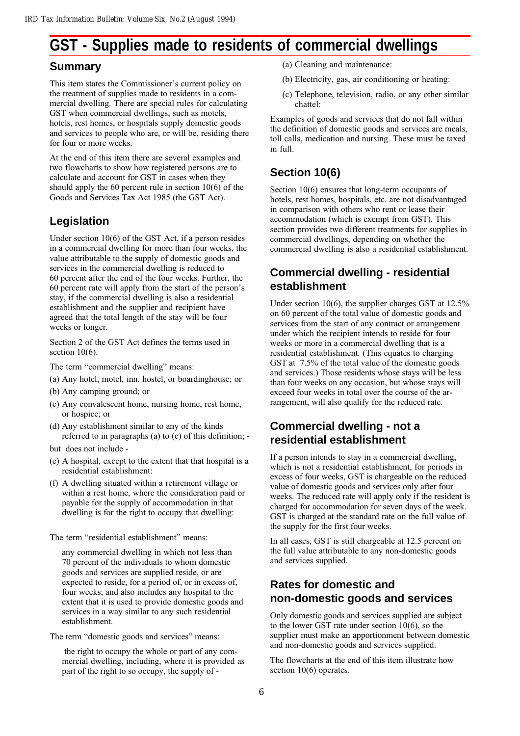# GST - Supplies made to residents of commercial dwellings

## Summary

This item states the Commissioner's current policy on the treatment of supplies made to residents in a commercial dwelling. There are special rules for calculating GST when commercial dwellings, such as motels, hotels, rest homes, or hospitals supply domestic goods and services to people who are, or will be, residing there for four or more weeks.

At the end of this item there are several examples and two flowcharts to show how registered persons are to calculate and account for GST in cases when they should apply the 60 percent rule in section 10(6) of the Goods and Services Tax Act 1985 (the GST Act).

## Legislation

Under section 10(6) of the GST Act, if a person resides in a commercial dwelling for more than four weeks, the value attributable to the supply of domestic goods and services in the commercial dwelling is reduced to 60 percent after the end of the four weeks. Further, the 60 percent rate will apply from the start of the person's stay, if the commercial dwelling is also a residential establishment and the supplier and recipient have agreed that the total length of the stay will be four weeks or longer.

Section 2 of the GST Act defines the terms used in section 10(6).

The term "commercial dwelling" means:

(a) Any hotel, motel, inn, hostel, or boardinghouse; or

(b) Any camping ground; or

(c) Any convalescent home, nursing home, rest home, or hospice; or

(d) Any establishment similar to any of the kinds referred to in paragraphs (a) to (c) of this definition; -

but does not include -

(e) A hospital, except to the extent that that hospital is a residential establishment:

(f) A dwelling situated within a retirement village or within a rest home, where the consideration paid or payable for the supply of accommodation in that dwelling is for the right to occupy that dwelling:

The term "residential establishment" means:

> any commercial dwelling in which not less than 70 percent of the individuals to whom domestic goods and services are supplied reside, or are expected to reside, for a period of, or in excess of, four weeks; and also includes any hospital to the extent that it is used to provide domestic goods and services in a way similar to any such residential establishment.

The term "domestic goods and services" means:

> the right to occupy the whole or part of any commercial dwelling, including, where it is provided as part of the right to so occupy, the supply of -

(a) Cleaning and maintenance:

(b) Electricity, gas, air conditioning or heating:

(c) Telephone, television, radio, or any other similar chattel:

Examples of goods and services that do not fall within the definition of domestic goods and services are meals, toll calls, medication and nursing. These must be taxed in full.

## Section 10(6)

Section 10(6) ensures that long-term occupants of hotels, rest homes, hospitals, etc. are not disadvantaged in comparison with others who rent or lease their accommodation (which is exempt from GST). This section provides two different treatments for supplies in commercial dwellings, depending on whether the commercial dwelling is also a residential establishment.

## Commercial dwelling - residential establishment

Under section 10(6), the supplier charges GST at 12.5% on 60 percent of the total value of domestic goods and services from the start of any contract or arrangement under which the recipient intends to reside for four weeks or more in a commercial dwelling that is a residential establishment. (This equates to charging GST at 7.5% of the total value of the domestic goods and services.) Those residents whose stays will be less than four weeks on any occasion, but whose stays will exceed four weeks in total over the course of the arrangement, will also qualify for the reduced rate.

## Commercial dwelling - not a residential establishment

If a person intends to stay in a commercial dwelling, which is not a residential establishment, for periods in excess of four weeks, GST is chargeable on the reduced value of domestic goods and services only after four weeks. The reduced rate will apply only if the resident is charged for accommodation for seven days of the week. GST is charged at the standard rate on the full value of the supply for the first four weeks.

In all cases, GST is still chargeable at 12.5 percent on the full value attributable to any non-domestic goods and services supplied.

## Rates for domestic and non-domestic goods and services

Only domestic goods and services supplied are subject to the lower GST rate under section 10(6), so the supplier must make an apportionment between domestic and non-domestic goods and services supplied.

The flowcharts at the end of this item illustrate how section 10(6) operates.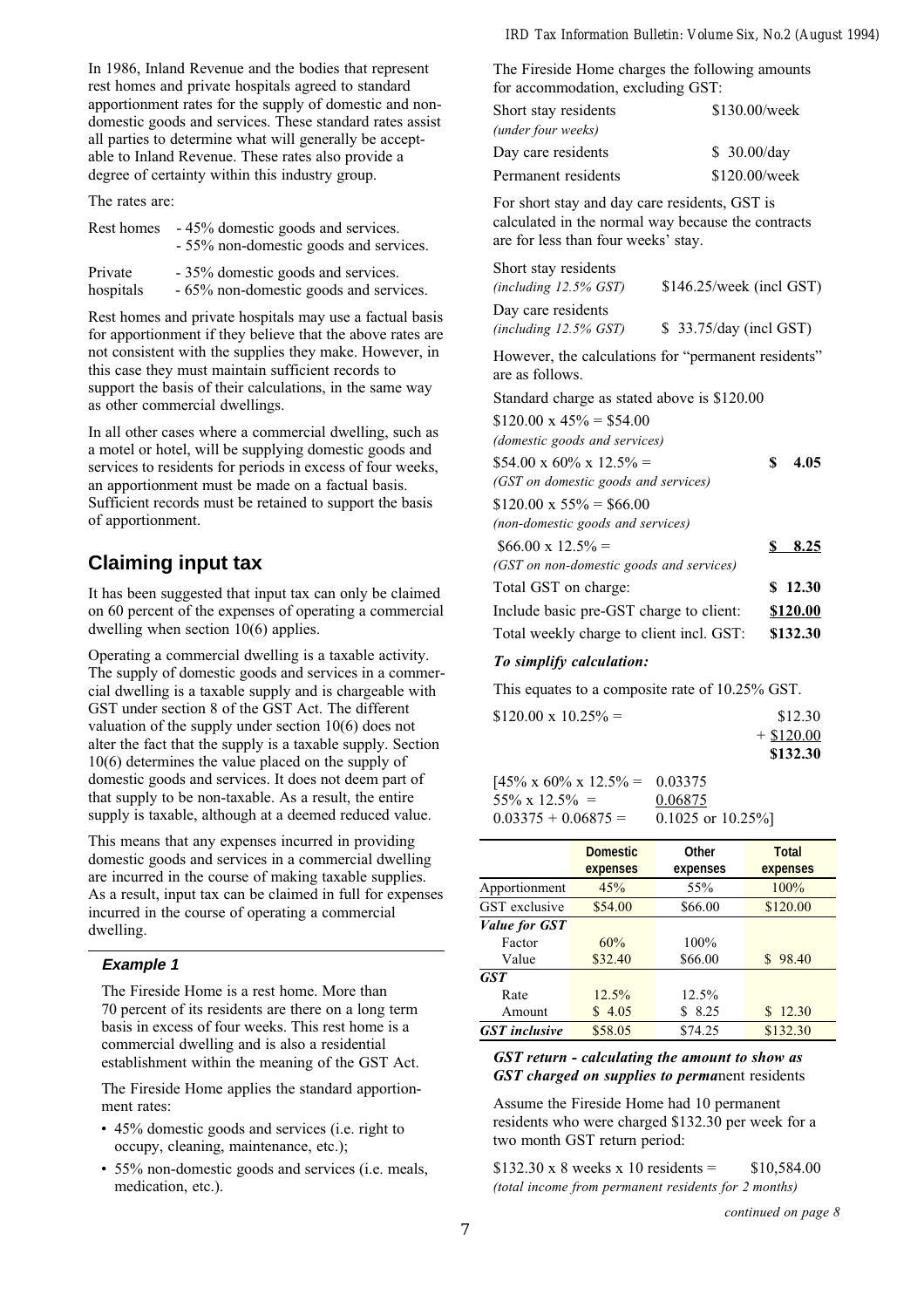In 1986, Inland Revenue and the bodies that represent rest homes and private hospitals agreed to standard apportionment rates for the supply of domestic and non-domestic goods and services. These standard rates assist all parties to determine what will generally be acceptable to Inland Revenue. These rates also provide a degree of certainty within this industry group.

The rates are:

| | |
|---|---|
| Rest homes | - 45% domestic goods and services.<br>- 55% non-domestic goods and services. |
| Private hospitals | - 35% domestic goods and services.<br>- 65% non-domestic goods and services. |

Rest homes and private hospitals may use a factual basis for apportionment if they believe that the above rates are not consistent with the supplies they make. However, in this case they must maintain sufficient records to support the basis of their calculations, in the same way as other commercial dwellings.

In all other cases where a commercial dwelling, such as a motel or hotel, will be supplying domestic goods and services to residents for periods in excess of four weeks, an apportionment must be made on a factual basis. Sufficient records must be retained to support the basis of apportionment.

## Claiming input tax

It has been suggested that input tax can only be claimed on 60 percent of the expenses of operating a commercial dwelling when section 10(6) applies.

Operating a commercial dwelling is a taxable activity. The supply of domestic goods and services in a commercial dwelling is a taxable supply and is chargeable with GST under section 8 of the GST Act. The different valuation of the supply under section 10(6) does not alter the fact that the supply is a taxable supply. Section 10(6) determines the value placed on the supply of domestic goods and services. It does not deem part of that supply to be non-taxable. As a result, the entire supply is taxable, although at a deemed reduced value.

This means that any expenses incurred in providing domestic goods and services in a commercial dwelling are incurred in the course of making taxable supplies. As a result, input tax can be claimed in full for expenses incurred in the course of operating a commercial dwelling.

### Example 1

The Fireside Home is a rest home. More than 70 percent of its residents are there on a long term basis in excess of four weeks. This rest home is a commercial dwelling and is also a residential establishment within the meaning of the GST Act.

The Fireside Home applies the standard apportionment rates:

- 45% domestic goods and services (i.e. right to occupy, cleaning, maintenance, etc.);
- 55% non-domestic goods and services (i.e. meals, medication, etc.).

The Fireside Home charges the following amounts for accommodation, excluding GST:

| | |
|---|---|
| Short stay residents *(under four weeks)* | \$130.00/week |
| Day care residents | \$ 30.00/day |
| Permanent residents | \$120.00/week |

For short stay and day care residents, GST is calculated in the normal way because the contracts are for less than four weeks' stay.

| | |
|---|---|
| Short stay residents *(including 12.5% GST)* | \$146.25/week (incl GST) |
| Day care residents *(including 12.5% GST)* | \$ 33.75/day (incl GST) |

However, the calculations for "permanent residents" are as follows.

Standard charge as stated above is \$120.00

| | |
|---|---|
| \$120.00 x 45% = \$54.00<br>*(domestic goods and services)* | |
| \$54.00 x 60% x 12.5% =<br>*(GST on domestic goods and services)* | **\$ 4.05** |
| \$120.00 x 55% = \$66.00<br>*(non-domestic goods and services)* | |
| \$66.00 x 12.5% =<br>*(GST on non-domestic goods and services)* | **\$ 8.25** |
| Total GST on charge: | **\$ 12.30** |
| Include basic pre-GST charge to client: | **\$120.00** |
| Total weekly charge to client incl. GST: | **\$132.30** |

***To simplify calculation:***

This equates to a composite rate of 10.25% GST.

| | |
|---|---|
| \$120.00 x 10.25% = | \$12.30 |
| | + \$120.00 |
| | **\$132.30** |

[45% x 60% x 12.5% = 0.03375
55% x 12.5% = 0.06875
0.03375 + 0.06875 = 0.1025 or 10.25%]

| | Domestic expenses | Other expenses | Total expenses |
|---|---|---|---|
| Apportionment | 45% | 55% | 100% |
| GST exclusive | \$54.00 | \$66.00 | \$120.00 |
| ***Value for GST*** | | | |
| Factor | 60% | 100% | |
| Value | \$32.40 | \$66.00 | \$ 98.40 |
| ***GST*** | | | |
| Rate | 12.5% | 12.5% | |
| Amount | \$ 4.05 | \$ 8.25 | \$ 12.30 |
| ***GST inclusive*** | \$58.05 | \$74.25 | \$132.30 |

***GST return - calculating the amount to show as GST charged on supplies to perma*nent residents**

Assume the Fireside Home had 10 permanent residents who were charged \$132.30 per week for a two month GST return period:

\$132.30 x 8 weeks x 10 residents = \$10,584.00
*(total income from permanent residents for 2 months)*

*continued on page 8*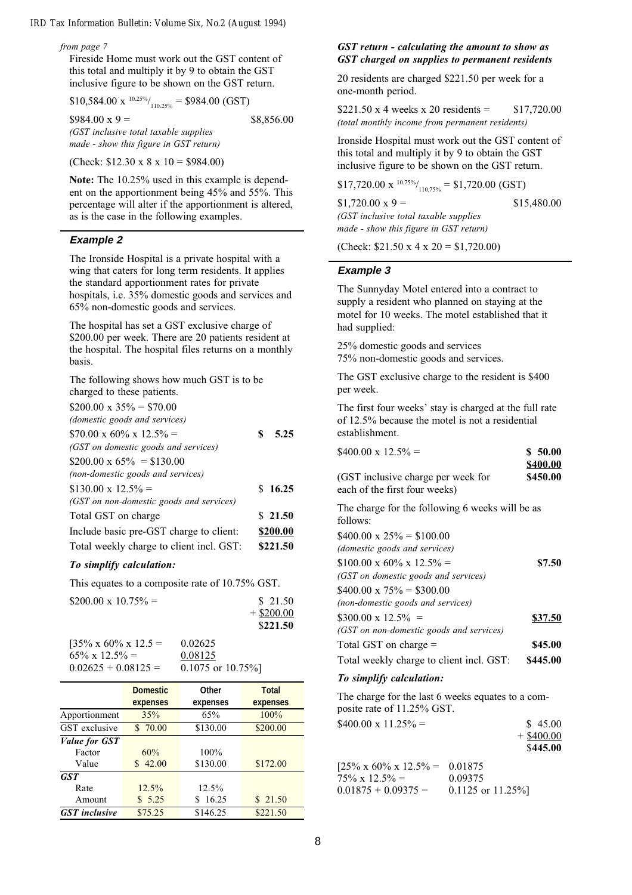*from page 7*

Fireside Home must work out the GST content of this total and multiply it by 9 to obtain the GST inclusive figure to be shown on the GST return.

$10,584.00 x $^{10.25\%}/_{110.25\%}$ = $984.00 (GST)

$984.00 x 9 = $8,856.00
*(GST inclusive total taxable supplies made - show this figure in GST return)*

(Check: $12.30 x 8 x 10 = $984.00)

**Note:** The 10.25% used in this example is dependent on the apportionment being 45% and 55%. This percentage will alter if the apportionment is altered, as is the case in the following examples.

### Example 2

The Ironside Hospital is a private hospital with a wing that caters for long term residents. It applies the standard apportionment rates for private hospitals, i.e. 35% domestic goods and services and 65% non-domestic goods and services.

The hospital has set a GST exclusive charge of $200.00 per week. There are 20 patients resident at the hospital. The hospital files returns on a monthly basis.

The following shows how much GST is to be charged to these patients.

$200.00 x 35% = $70.00
*(domestic goods and services)*

$70.00 x 60% x 12.5% = **$ 5.25**
*(GST on domestic goods and services)*

$200.00 x 65% = $130.00
*(non-domestic goods and services)*

$130.00 x 12.5% = **$ 16.25**
*(GST on non-domestic goods and services)*

Total GST on charge **$ 21.50**

Include basic pre-GST charge to client: **$200.00**

Total weekly charge to client incl. GST: **$221.50**

#### *To simplify calculation:*

This equates to a composite rate of 10.75% GST.

$200.00 x 10.75% = $ 21.50
+ $200.00
$**221.50**

[35% x 60% x 12.5 = 0.02625
65% x 12.5% = 0.08125
0.02625 + 0.08125 = 0.1075 or 10.75%]

| | Domestic expenses | Other expenses | Total expenses |
|---|---|---|---|
| Apportionment | 35% | 65% | 100% |
| GST exclusive | $ 70.00 | $130.00 | $200.00 |
| ***Value for GST*** | | | |
| Factor | 60% | 100% | |
| Value | $ 42.00 | $130.00 | $172.00 |
| ***GST*** | | | |
| Rate | 12.5% | 12.5% | |
| Amount | $ 5.25 | $ 16.25 | $ 21.50 |
| ***GST inclusive*** | $75.25 | $146.25 | $221.50 |

#### *GST return - calculating the amount to show as GST charged on supplies to permanent residents*

20 residents are charged $221.50 per week for a one-month period.

$221.50 x 4 weeks x 20 residents = $17,720.00
*(total monthly income from permanent residents)*

Ironside Hospital must work out the GST content of this total and multiply it by 9 to obtain the GST inclusive figure to be shown on the GST return.

$17,720.00 x $^{10.75\%}/_{110.75\%}$ = $1,720.00 (GST)

$1,720.00 x 9 = $15,480.00
*(GST inclusive total taxable supplies made - show this figure in GST return)*

(Check: $21.50 x 4 x 20 = $1,720.00)

### Example 3

The Sunnyday Motel entered into a contract to supply a resident who planned on staying at the motel for 10 weeks. The motel established that it had supplied:

25% domestic goods and services
75% non-domestic goods and services.

The GST exclusive charge to the resident is $400 per week.

The first four weeks' stay is charged at the full rate of 12.5% because the motel is not a residential establishment.

$400.00 x 12.5% = **$ 50.00**
**$400.00**

(GST inclusive charge per week for each of the first four weeks) **$450.00**

The charge for the following 6 weeks will be as follows:

$400.00 x 25% = $100.00
*(domestic goods and services)*

$100.00 x 60% x 12.5% = **$7.50**
*(GST on domestic goods and services)*

$400.00 x 75% = $300.00
*(non-domestic goods and services)*

$300.00 x 12.5% = **$37.50**
*(GST on non-domestic goods and services)*

Total GST on charge = **$45.00**

Total weekly charge to client incl. GST: **$445.00**

#### *To simplify calculation:*

The charge for the last 6 weeks equates to a composite rate of 11.25% GST.

$400.00 x 11.25% = $ 45.00
+ $400.00
$**445.00**

[25% x 60% x 12.5% = 0.01875
75% x 12.5% = 0.09375
0.01875 + 0.09375 = 0.1125 or 11.25%]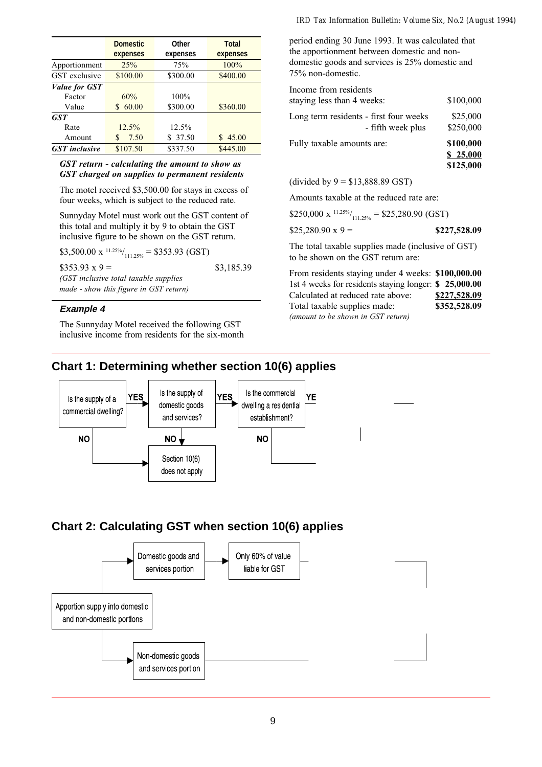| | Domestic expenses | Other expenses | Total expenses |
|---|---|---|---|
| Apportionment | 25% | 75% | 100% |
| GST exclusive | \$100.00 | \$300.00 | \$400.00 |
| ***Value for GST*** | | | |
| Factor | 60% | 100% | |
| Value | \$ 60.00 | \$300.00 | \$360.00 |
| ***GST*** | | | |
| Rate | 12.5% | 12.5% | |
| Amount | \$ 7.50 | \$ 37.50 | \$ 45.00 |
| ***GST inclusive*** | \$107.50 | \$337.50 | \$445.00 |

***GST return - calculating the amount to show as GST charged on supplies to permanent residents***

The motel received \$3,500.00 for stays in excess of four weeks, which is subject to the reduced rate.

Sunnyday Motel must work out the GST content of this total and multiply it by 9 to obtain the GST inclusive figure to be shown on the GST return.

\$3,500.00 x $^{11.25\%}/_{111.25\%}$ = \$353.93 (GST)

\$353.93 x 9 = \$3,185.39

*(GST inclusive total taxable supplies made - show this figure in GST return)*

### Example 4

The Sunnyday Motel received the following GST inclusive income from residents for the six-month period ending 30 June 1993. It was calculated that the apportionment between domestic and non-domestic goods and services is 25% domestic and 75% non-domestic.

| | |
|---|---|
| Income from residents staying less than 4 weeks: | \$100,000 |
| Long term residents - first four weeks | \$25,000 |
| - fifth week plus | \$250,000 |
| Fully taxable amounts are: | **\$100,000** |
| | **\$ 25,000** |
| | **\$125,000** |

(divided by 9 = \$13,888.89 GST)

Amounts taxable at the reduced rate are:

\$250,000 x $^{11.25\%}/_{111.25\%}$ = \$25,280.90 (GST)

\$25,280.90 x 9 = **\$227,528.09**

The total taxable supplies made (inclusive of GST) to be shown on the GST return are:

| | |
|---|---|
| From residents staying under 4 weeks: | **\$100,000.00** |
| 1st 4 weeks for residents staying longer: | **\$ 25,000.00** |
| Calculated at reduced rate above: | **\$227,528.09** |
| Total taxable supplies made: | **\$352,528.09** |

*(amount to be shown in GST return)*

## Chart 1: Determining whether section 10(6) applies

Is the supply of a commercial dwelling? — YES → Is the supply of domestic goods and services? — YES → Is the commercial dwelling a residential establishment? — YE[S]

NO (from each question) → Section 10(6) does not apply

## Chart 2: Calculating GST when section 10(6) applies

Apportion supply into domestic and non-domestic portions

→ Domestic goods and services portion → Only 60% of value liable for GST

→ Non-domestic goods and services portion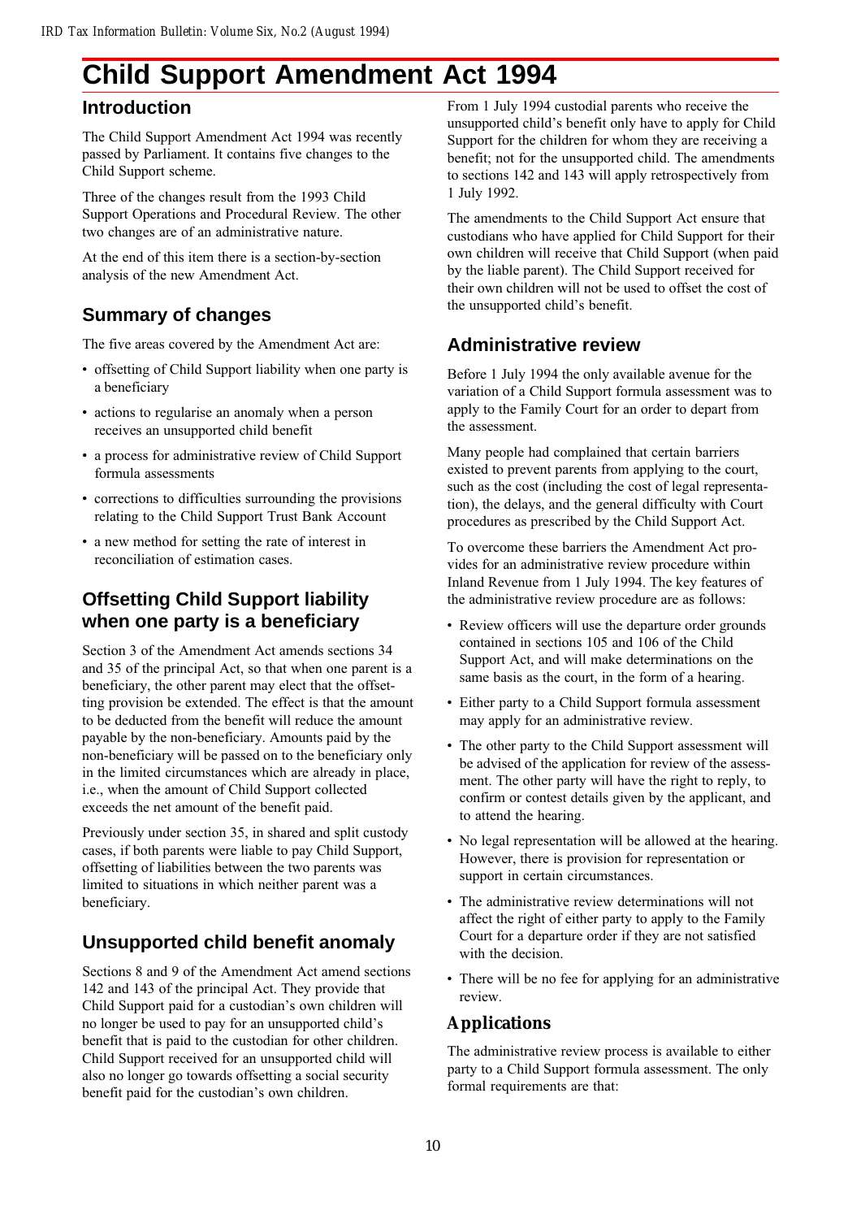# Child Support Amendment Act 1994

## Introduction

The Child Support Amendment Act 1994 was recently passed by Parliament. It contains five changes to the Child Support scheme.

Three of the changes result from the 1993 Child Support Operations and Procedural Review. The other two changes are of an administrative nature.

At the end of this item there is a section-by-section analysis of the new Amendment Act.

## Summary of changes

The five areas covered by the Amendment Act are:

- offsetting of Child Support liability when one party is a beneficiary
- actions to regularise an anomaly when a person receives an unsupported child benefit
- a process for administrative review of Child Support formula assessments
- corrections to difficulties surrounding the provisions relating to the Child Support Trust Bank Account
- a new method for setting the rate of interest in reconciliation of estimation cases.

## Offsetting Child Support liability when one party is a beneficiary

Section 3 of the Amendment Act amends sections 34 and 35 of the principal Act, so that when one parent is a beneficiary, the other parent may elect that the offsetting provision be extended. The effect is that the amount to be deducted from the benefit will reduce the amount payable by the non-beneficiary. Amounts paid by the non-beneficiary will be passed on to the beneficiary only in the limited circumstances which are already in place, i.e., when the amount of Child Support collected exceeds the net amount of the benefit paid.

Previously under section 35, in shared and split custody cases, if both parents were liable to pay Child Support, offsetting of liabilities between the two parents was limited to situations in which neither parent was a beneficiary.

## Unsupported child benefit anomaly

Sections 8 and 9 of the Amendment Act amend sections 142 and 143 of the principal Act. They provide that Child Support paid for a custodian's own children will no longer be used to pay for an unsupported child's benefit that is paid to the custodian for other children. Child Support received for an unsupported child will also no longer go towards offsetting a social security benefit paid for the custodian's own children.

From 1 July 1994 custodial parents who receive the unsupported child's benefit only have to apply for Child Support for the children for whom they are receiving a benefit; not for the unsupported child. The amendments to sections 142 and 143 will apply retrospectively from 1 July 1992.

The amendments to the Child Support Act ensure that custodians who have applied for Child Support for their own children will receive that Child Support (when paid by the liable parent). The Child Support received for their own children will not be used to offset the cost of the unsupported child's benefit.

## Administrative review

Before 1 July 1994 the only available avenue for the variation of a Child Support formula assessment was to apply to the Family Court for an order to depart from the assessment.

Many people had complained that certain barriers existed to prevent parents from applying to the court, such as the cost (including the cost of legal representation), the delays, and the general difficulty with Court procedures as prescribed by the Child Support Act.

To overcome these barriers the Amendment Act provides for an administrative review procedure within Inland Revenue from 1 July 1994. The key features of the administrative review procedure are as follows:

- Review officers will use the departure order grounds contained in sections 105 and 106 of the Child Support Act, and will make determinations on the same basis as the court, in the form of a hearing.
- Either party to a Child Support formula assessment may apply for an administrative review.
- The other party to the Child Support assessment will be advised of the application for review of the assessment. The other party will have the right to reply, to confirm or contest details given by the applicant, and to attend the hearing.
- No legal representation will be allowed at the hearing. However, there is provision for representation or support in certain circumstances.
- The administrative review determinations will not affect the right of either party to apply to the Family Court for a departure order if they are not satisfied with the decision.
- There will be no fee for applying for an administrative review.

### Applications

The administrative review process is available to either party to a Child Support formula assessment. The only formal requirements are that: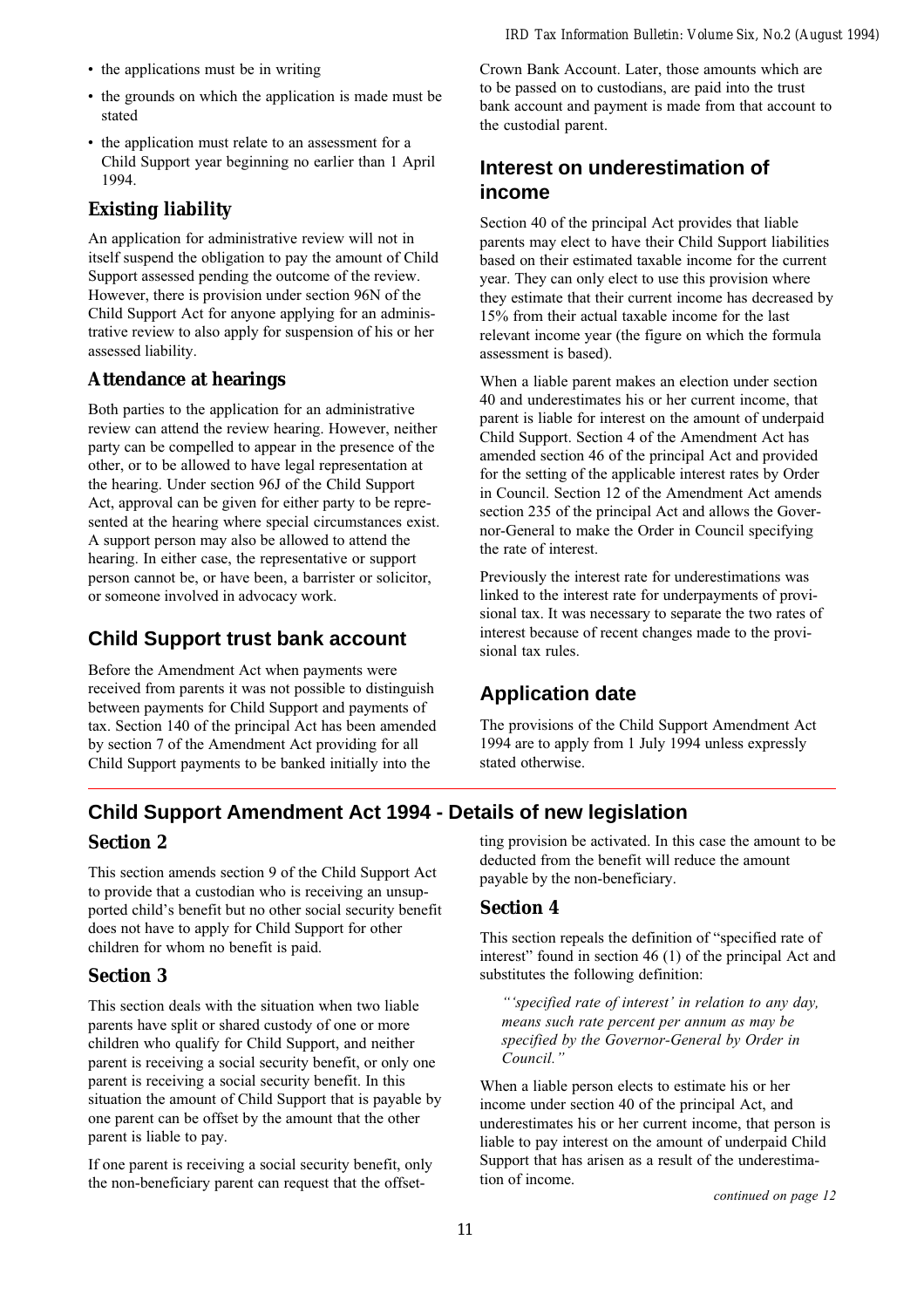- the applications must be in writing
- the grounds on which the application is made must be stated
- the application must relate to an assessment for a Child Support year beginning no earlier than 1 April 1994.

### Existing liability

An application for administrative review will not in itself suspend the obligation to pay the amount of Child Support assessed pending the outcome of the review. However, there is provision under section 96N of the Child Support Act for anyone applying for an administrative review to also apply for suspension of his or her assessed liability.

### Attendance at hearings

Both parties to the application for an administrative review can attend the review hearing. However, neither party can be compelled to appear in the presence of the other, or to be allowed to have legal representation at the hearing. Under section 96J of the Child Support Act, approval can be given for either party to be represented at the hearing where special circumstances exist. A support person may also be allowed to attend the hearing. In either case, the representative or support person cannot be, or have been, a barrister or solicitor, or someone involved in advocacy work.

## Child Support trust bank account

Before the Amendment Act when payments were received from parents it was not possible to distinguish between payments for Child Support and payments of tax. Section 140 of the principal Act has been amended by section 7 of the Amendment Act providing for all Child Support payments to be banked initially into the Crown Bank Account. Later, those amounts which are to be passed on to custodians, are paid into the trust bank account and payment is made from that account to the custodial parent.

## Interest on underestimation of income

Section 40 of the principal Act provides that liable parents may elect to have their Child Support liabilities based on their estimated taxable income for the current year. They can only elect to use this provision where they estimate that their current income has decreased by 15% from their actual taxable income for the last relevant income year (the figure on which the formula assessment is based).

When a liable parent makes an election under section 40 and underestimates his or her current income, that parent is liable for interest on the amount of underpaid Child Support. Section 4 of the Amendment Act has amended section 46 of the principal Act and provided for the setting of the applicable interest rates by Order in Council. Section 12 of the Amendment Act amends section 235 of the principal Act and allows the Governor-General to make the Order in Council specifying the rate of interest.

Previously the interest rate for underestimations was linked to the interest rate for underpayments of provisional tax. It was necessary to separate the two rates of interest because of recent changes made to the provisional tax rules.

## Application date

The provisions of the Child Support Amendment Act 1994 are to apply from 1 July 1994 unless expressly stated otherwise.

## Child Support Amendment Act 1994 - Details of new legislation

### Section 2

This section amends section 9 of the Child Support Act to provide that a custodian who is receiving an unsupported child's benefit but no other social security benefit does not have to apply for Child Support for other children for whom no benefit is paid.

### Section 3

This section deals with the situation when two liable parents have split or shared custody of one or more children who qualify for Child Support, and neither parent is receiving a social security benefit, or only one parent is receiving a social security benefit. In this situation the amount of Child Support that is payable by one parent can be offset by the amount that the other parent is liable to pay.

If one parent is receiving a social security benefit, only the non-beneficiary parent can request that the offsetting provision be activated. In this case the amount to be deducted from the benefit will reduce the amount payable by the non-beneficiary.

### Section 4

This section repeals the definition of "specified rate of interest" found in section 46 (1) of the principal Act and substitutes the following definition:

> *"'specified rate of interest' in relation to any day, means such rate percent per annum as may be specified by the Governor-General by Order in Council."*

When a liable person elects to estimate his or her income under section 40 of the principal Act, and underestimates his or her current income, that person is liable to pay interest on the amount of underpaid Child Support that has arisen as a result of the underestimation of income.

*continued on page 12*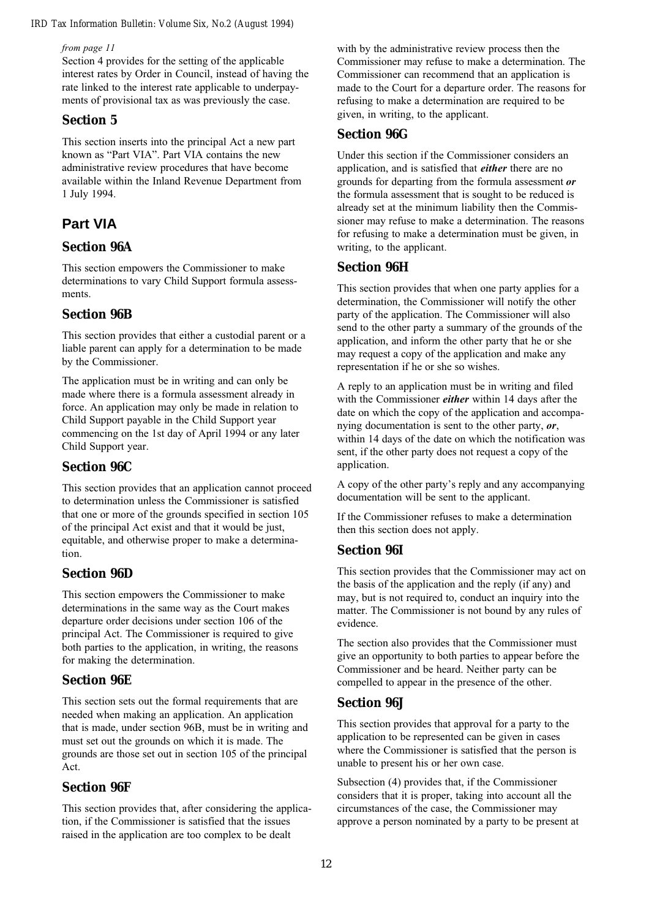*from page 11*

Section 4 provides for the setting of the applicable interest rates by Order in Council, instead of having the rate linked to the interest rate applicable to underpayments of provisional tax as was previously the case.

### Section 5

This section inserts into the principal Act a new part known as "Part VIA". Part VIA contains the new administrative review procedures that have become available within the Inland Revenue Department from 1 July 1994.

## Part VIA

### Section 96A

This section empowers the Commissioner to make determinations to vary Child Support formula assessments.

### Section 96B

This section provides that either a custodial parent or a liable parent can apply for a determination to be made by the Commissioner.

The application must be in writing and can only be made where there is a formula assessment already in force. An application may only be made in relation to Child Support payable in the Child Support year commencing on the 1st day of April 1994 or any later Child Support year.

### Section 96C

This section provides that an application cannot proceed to determination unless the Commissioner is satisfied that one or more of the grounds specified in section 105 of the principal Act exist and that it would be just, equitable, and otherwise proper to make a determination.

### Section 96D

This section empowers the Commissioner to make determinations in the same way as the Court makes departure order decisions under section 106 of the principal Act. The Commissioner is required to give both parties to the application, in writing, the reasons for making the determination.

### Section 96E

This section sets out the formal requirements that are needed when making an application. An application that is made, under section 96B, must be in writing and must set out the grounds on which it is made. The grounds are those set out in section 105 of the principal Act.

### Section 96F

This section provides that, after considering the application, if the Commissioner is satisfied that the issues raised in the application are too complex to be dealt with by the administrative review process then the Commissioner may refuse to make a determination. The Commissioner can recommend that an application is made to the Court for a departure order. The reasons for refusing to make a determination are required to be given, in writing, to the applicant.

### Section 96G

Under this section if the Commissioner considers an application, and is satisfied that ***either*** there are no grounds for departing from the formula assessment ***or*** the formula assessment that is sought to be reduced is already set at the minimum liability then the Commissioner may refuse to make a determination. The reasons for refusing to make a determination must be given, in writing, to the applicant.

### Section 96H

This section provides that when one party applies for a determination, the Commissioner will notify the other party of the application. The Commissioner will also send to the other party a summary of the grounds of the application, and inform the other party that he or she may request a copy of the application and make any representation if he or she so wishes.

A reply to an application must be in writing and filed with the Commissioner ***either*** within 14 days after the date on which the copy of the application and accompanying documentation is sent to the other party, ***or***, within 14 days of the date on which the notification was sent, if the other party does not request a copy of the application.

A copy of the other party's reply and any accompanying documentation will be sent to the applicant.

If the Commissioner refuses to make a determination then this section does not apply.

### Section 96I

This section provides that the Commissioner may act on the basis of the application and the reply (if any) and may, but is not required to, conduct an inquiry into the matter. The Commissioner is not bound by any rules of evidence.

The section also provides that the Commissioner must give an opportunity to both parties to appear before the Commissioner and be heard. Neither party can be compelled to appear in the presence of the other.

### Section 96J

This section provides that approval for a party to the application to be represented can be given in cases where the Commissioner is satisfied that the person is unable to present his or her own case.

Subsection (4) provides that, if the Commissioner considers that it is proper, taking into account all the circumstances of the case, the Commissioner may approve a person nominated by a party to be present at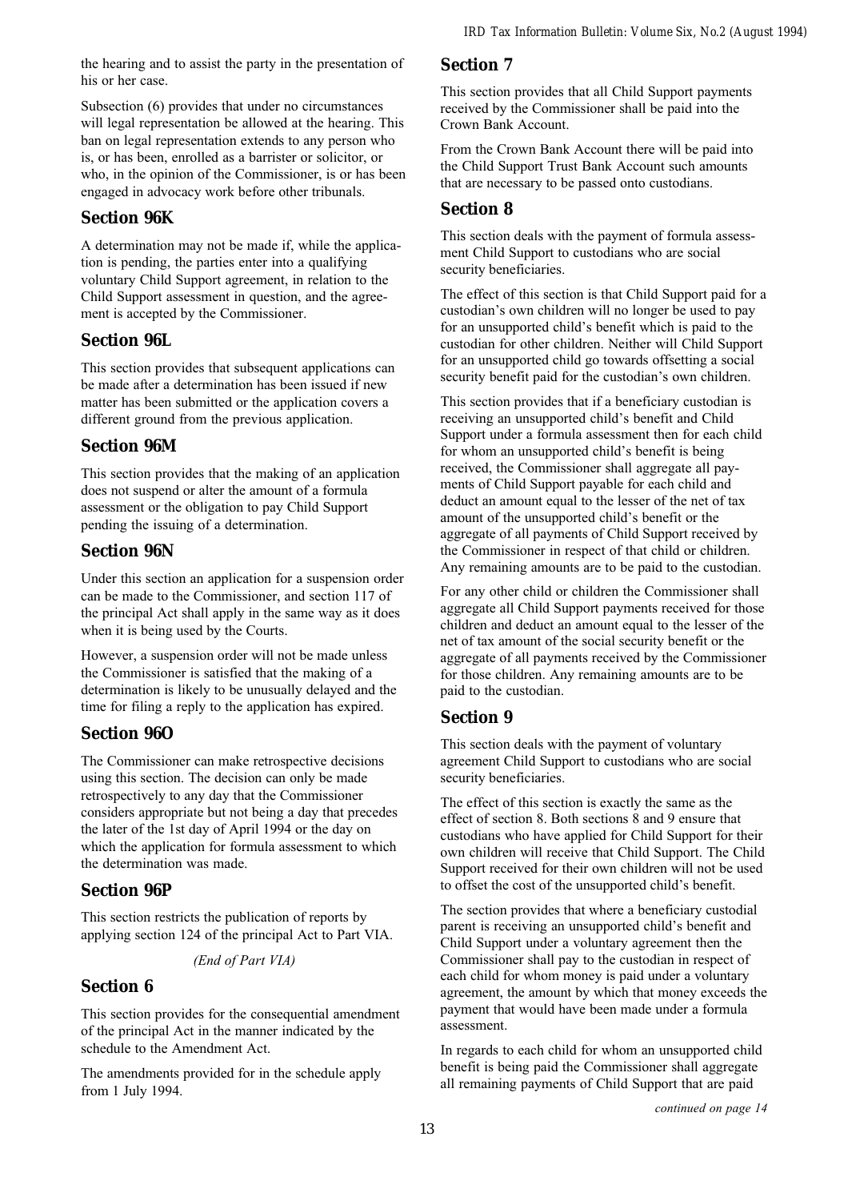the hearing and to assist the party in the presentation of his or her case.

Subsection (6) provides that under no circumstances will legal representation be allowed at the hearing. This ban on legal representation extends to any person who is, or has been, enrolled as a barrister or solicitor, or who, in the opinion of the Commissioner, is or has been engaged in advocacy work before other tribunals.

## Section 96K

A determination may not be made if, while the application is pending, the parties enter into a qualifying voluntary Child Support agreement, in relation to the Child Support assessment in question, and the agreement is accepted by the Commissioner.

## Section 96L

This section provides that subsequent applications can be made after a determination has been issued if new matter has been submitted or the application covers a different ground from the previous application.

## Section 96M

This section provides that the making of an application does not suspend or alter the amount of a formula assessment or the obligation to pay Child Support pending the issuing of a determination.

## Section 96N

Under this section an application for a suspension order can be made to the Commissioner, and section 117 of the principal Act shall apply in the same way as it does when it is being used by the Courts.

However, a suspension order will not be made unless the Commissioner is satisfied that the making of a determination is likely to be unusually delayed and the time for filing a reply to the application has expired.

## Section 96O

The Commissioner can make retrospective decisions using this section. The decision can only be made retrospectively to any day that the Commissioner considers appropriate but not being a day that precedes the later of the 1st day of April 1994 or the day on which the application for formula assessment to which the determination was made.

## Section 96P

This section restricts the publication of reports by applying section 124 of the principal Act to Part VIA.

*(End of Part VIA)*

## Section 6

This section provides for the consequential amendment of the principal Act in the manner indicated by the schedule to the Amendment Act.

The amendments provided for in the schedule apply from 1 July 1994.

## Section 7

This section provides that all Child Support payments received by the Commissioner shall be paid into the Crown Bank Account.

From the Crown Bank Account there will be paid into the Child Support Trust Bank Account such amounts that are necessary to be passed onto custodians.

## Section 8

This section deals with the payment of formula assessment Child Support to custodians who are social security beneficiaries.

The effect of this section is that Child Support paid for a custodian's own children will no longer be used to pay for an unsupported child's benefit which is paid to the custodian for other children. Neither will Child Support for an unsupported child go towards offsetting a social security benefit paid for the custodian's own children.

This section provides that if a beneficiary custodian is receiving an unsupported child's benefit and Child Support under a formula assessment then for each child for whom an unsupported child's benefit is being received, the Commissioner shall aggregate all payments of Child Support payable for each child and deduct an amount equal to the lesser of the net of tax amount of the unsupported child's benefit or the aggregate of all payments of Child Support received by the Commissioner in respect of that child or children. Any remaining amounts are to be paid to the custodian.

For any other child or children the Commissioner shall aggregate all Child Support payments received for those children and deduct an amount equal to the lesser of the net of tax amount of the social security benefit or the aggregate of all payments received by the Commissioner for those children. Any remaining amounts are to be paid to the custodian.

## Section 9

This section deals with the payment of voluntary agreement Child Support to custodians who are social security beneficiaries.

The effect of this section is exactly the same as the effect of section 8. Both sections 8 and 9 ensure that custodians who have applied for Child Support for their own children will receive that Child Support. The Child Support received for their own children will not be used to offset the cost of the unsupported child's benefit.

The section provides that where a beneficiary custodial parent is receiving an unsupported child's benefit and Child Support under a voluntary agreement then the Commissioner shall pay to the custodian in respect of each child for whom money is paid under a voluntary agreement, the amount by which that money exceeds the payment that would have been made under a formula assessment.

In regards to each child for whom an unsupported child benefit is being paid the Commissioner shall aggregate all remaining payments of Child Support that are paid

*continued on page 14*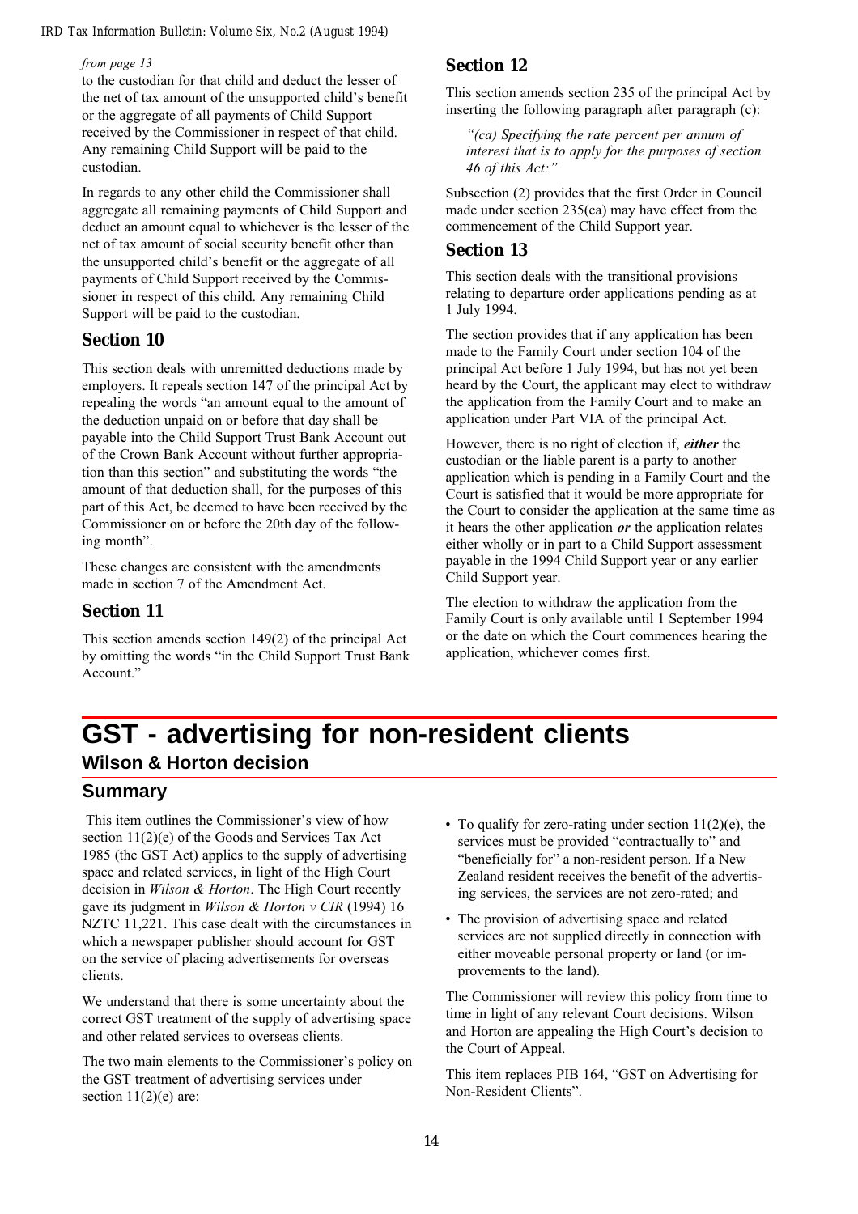*from page 13*

to the custodian for that child and deduct the lesser of the net of tax amount of the unsupported child's benefit or the aggregate of all payments of Child Support received by the Commissioner in respect of that child. Any remaining Child Support will be paid to the custodian.

In regards to any other child the Commissioner shall aggregate all remaining payments of Child Support and deduct an amount equal to whichever is the lesser of the net of tax amount of social security benefit other than the unsupported child's benefit or the aggregate of all payments of Child Support received by the Commissioner in respect of this child. Any remaining Child Support will be paid to the custodian.

## Section 10

This section deals with unremitted deductions made by employers. It repeals section 147 of the principal Act by repealing the words "an amount equal to the amount of the deduction unpaid on or before that day shall be payable into the Child Support Trust Bank Account out of the Crown Bank Account without further appropriation than this section" and substituting the words "the amount of that deduction shall, for the purposes of this part of this Act, be deemed to have been received by the Commissioner on or before the 20th day of the following month".

These changes are consistent with the amendments made in section 7 of the Amendment Act.

## Section 11

This section amends section 149(2) of the principal Act by omitting the words "in the Child Support Trust Bank Account."

## Section 12

This section amends section 235 of the principal Act by inserting the following paragraph after paragraph (c):

> *"(ca) Specifying the rate percent per annum of interest that is to apply for the purposes of section 46 of this Act:"*

Subsection (2) provides that the first Order in Council made under section 235(ca) may have effect from the commencement of the Child Support year.

## Section 13

This section deals with the transitional provisions relating to departure order applications pending as at 1 July 1994.

The section provides that if any application has been made to the Family Court under section 104 of the principal Act before 1 July 1994, but has not yet been heard by the Court, the applicant may elect to withdraw the application from the Family Court and to make an application under Part VIA of the principal Act.

However, there is no right of election if, ***either*** the custodian or the liable parent is a party to another application which is pending in a Family Court and the Court is satisfied that it would be more appropriate for the Court to consider the application at the same time as it hears the other application ***or*** the application relates either wholly or in part to a Child Support assessment payable in the 1994 Child Support year or any earlier Child Support year.

The election to withdraw the application from the Family Court is only available until 1 September 1994 or the date on which the Court commences hearing the application, whichever comes first.

# GST - advertising for non-resident clients

## Wilson & Horton decision

### Summary

This item outlines the Commissioner's view of how section 11(2)(e) of the Goods and Services Tax Act 1985 (the GST Act) applies to the supply of advertising space and related services, in light of the High Court decision in *Wilson & Horton*. The High Court recently gave its judgment in *Wilson & Horton v CIR* (1994) 16 NZTC 11,221. This case dealt with the circumstances in which a newspaper publisher should account for GST on the service of placing advertisements for overseas clients.

We understand that there is some uncertainty about the correct GST treatment of the supply of advertising space and other related services to overseas clients.

The two main elements to the Commissioner's policy on the GST treatment of advertising services under section 11(2)(e) are:

- To qualify for zero-rating under section 11(2)(e), the services must be provided "contractually to" and "beneficially for" a non-resident person. If a New Zealand resident receives the benefit of the advertising services, the services are not zero-rated; and
- The provision of advertising space and related services are not supplied directly in connection with either moveable personal property or land (or improvements to the land).

The Commissioner will review this policy from time to time in light of any relevant Court decisions. Wilson and Horton are appealing the High Court's decision to the Court of Appeal.

This item replaces PIB 164, "GST on Advertising for Non-Resident Clients".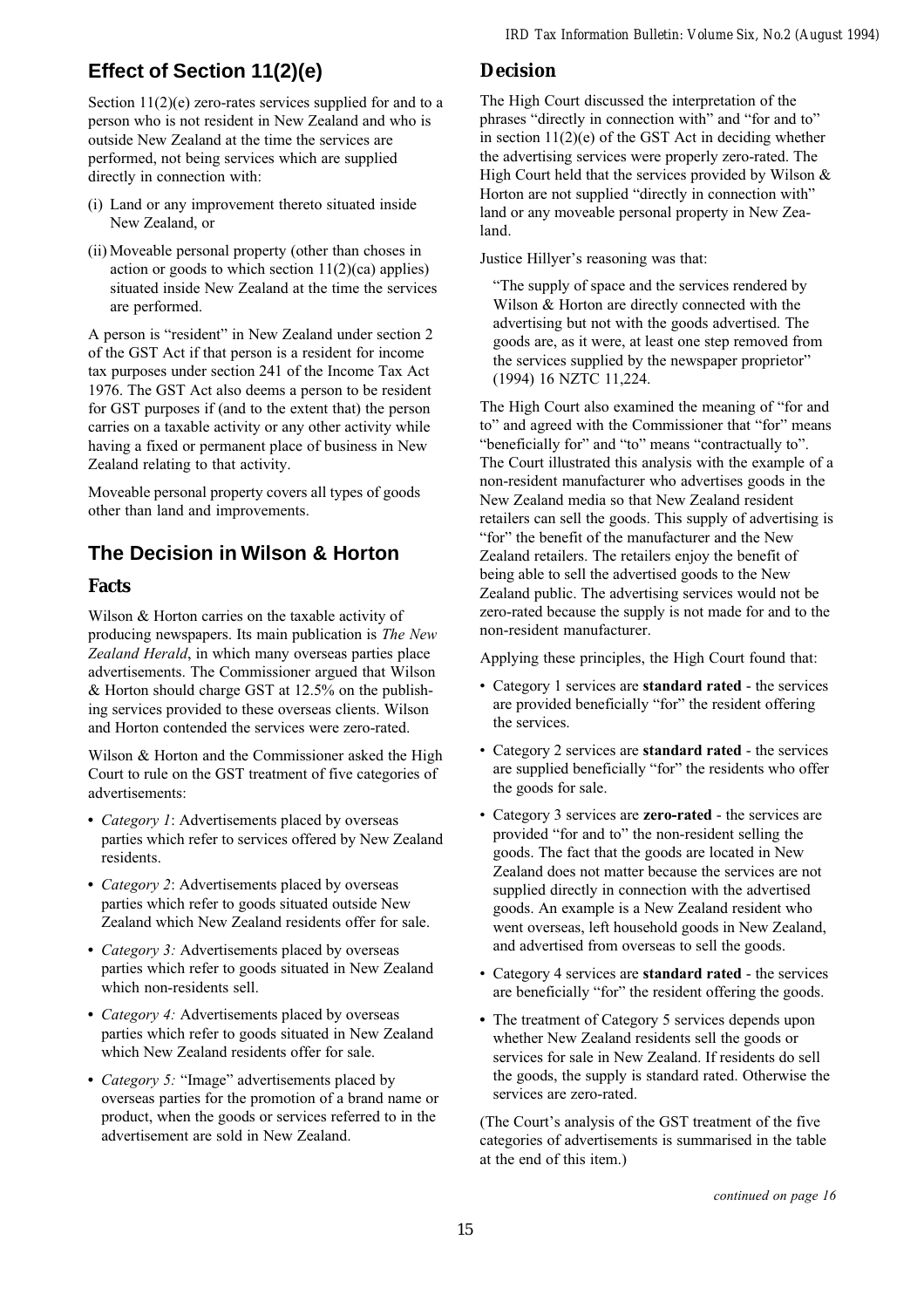## Effect of Section 11(2)(e)

Section 11(2)(e) zero-rates services supplied for and to a person who is not resident in New Zealand and who is outside New Zealand at the time the services are performed, not being services which are supplied directly in connection with:

(i) Land or any improvement thereto situated inside New Zealand, or

(ii) Moveable personal property (other than choses in action or goods to which section 11(2)(ca) applies) situated inside New Zealand at the time the services are performed.

A person is "resident" in New Zealand under section 2 of the GST Act if that person is a resident for income tax purposes under section 241 of the Income Tax Act 1976. The GST Act also deems a person to be resident for GST purposes if (and to the extent that) the person carries on a taxable activity or any other activity while having a fixed or permanent place of business in New Zealand relating to that activity.

Moveable personal property covers all types of goods other than land and improvements.

## The Decision in *Wilson & Horton*

### Facts

Wilson & Horton carries on the taxable activity of producing newspapers. Its main publication is *The New Zealand Herald*, in which many overseas parties place advertisements. The Commissioner argued that Wilson & Horton should charge GST at 12.5% on the publishing services provided to these overseas clients. Wilson and Horton contended the services were zero-rated.

Wilson & Horton and the Commissioner asked the High Court to rule on the GST treatment of five categories of advertisements:

- *Category 1*: Advertisements placed by overseas parties which refer to services offered by New Zealand residents.
- *Category 2*: Advertisements placed by overseas parties which refer to goods situated outside New Zealand which New Zealand residents offer for sale.
- *Category 3:* Advertisements placed by overseas parties which refer to goods situated in New Zealand which non-residents sell.
- *Category 4:* Advertisements placed by overseas parties which refer to goods situated in New Zealand which New Zealand residents offer for sale.
- *Category 5:* "Image" advertisements placed by overseas parties for the promotion of a brand name or product, when the goods or services referred to in the advertisement are sold in New Zealand.

### Decision

The High Court discussed the interpretation of the phrases "directly in connection with" and "for and to" in section 11(2)(e) of the GST Act in deciding whether the advertising services were properly zero-rated. The High Court held that the services provided by Wilson & Horton are not supplied "directly in connection with" land or any moveable personal property in New Zealand.

Justice Hillyer's reasoning was that:

> "The supply of space and the services rendered by Wilson & Horton are directly connected with the advertising but not with the goods advertised. The goods are, as it were, at least one step removed from the services supplied by the newspaper proprietor" (1994) 16 NZTC 11,224.

The High Court also examined the meaning of "for and to" and agreed with the Commissioner that "for" means "beneficially for" and "to" means "contractually to". The Court illustrated this analysis with the example of a non-resident manufacturer who advertises goods in the New Zealand media so that New Zealand resident retailers can sell the goods. This supply of advertising is "for" the benefit of the manufacturer and the New Zealand retailers. The retailers enjoy the benefit of being able to sell the advertised goods to the New Zealand public. The advertising services would not be zero-rated because the supply is not made for and to the non-resident manufacturer.

Applying these principles, the High Court found that:

- Category 1 services are **standard rated** - the services are provided beneficially "for" the resident offering the services.
- Category 2 services are **standard rated** - the services are supplied beneficially "for" the residents who offer the goods for sale.
- Category 3 services are **zero-rated** - the services are provided "for and to" the non-resident selling the goods. The fact that the goods are located in New Zealand does not matter because the services are not supplied directly in connection with the advertised goods. An example is a New Zealand resident who went overseas, left household goods in New Zealand, and advertised from overseas to sell the goods.
- Category 4 services are **standard rated** - the services are beneficially "for" the resident offering the goods.
- The treatment of Category 5 services depends upon whether New Zealand residents sell the goods or services for sale in New Zealand. If residents do sell the goods, the supply is standard rated. Otherwise the services are zero-rated.

(The Court's analysis of the GST treatment of the five categories of advertisements is summarised in the table at the end of this item.)

*continued on page 16*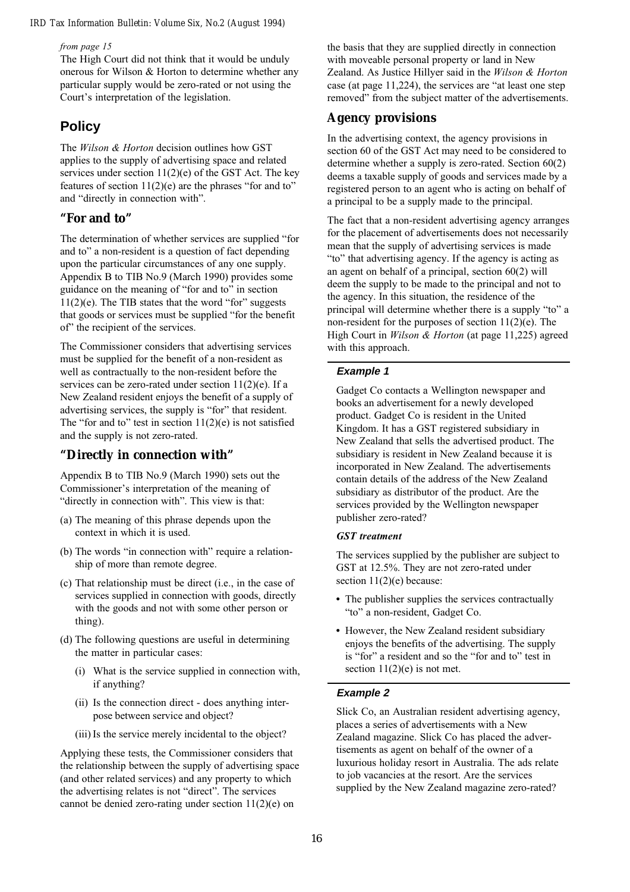*from page 15*

The High Court did not think that it would be unduly onerous for Wilson & Horton to determine whether any particular supply would be zero-rated or not using the Court's interpretation of the legislation.

## Policy

The *Wilson & Horton* decision outlines how GST applies to the supply of advertising space and related services under section 11(2)(e) of the GST Act. The key features of section 11(2)(e) are the phrases "for and to" and "directly in connection with".

### "For and to"

The determination of whether services are supplied "for and to" a non-resident is a question of fact depending upon the particular circumstances of any one supply. Appendix B to TIB No.9 (March 1990) provides some guidance on the meaning of "for and to" in section 11(2)(e). The TIB states that the word "for" suggests that goods or services must be supplied "for the benefit of" the recipient of the services.

The Commissioner considers that advertising services must be supplied for the benefit of a non-resident as well as contractually to the non-resident before the services can be zero-rated under section 11(2)(e). If a New Zealand resident enjoys the benefit of a supply of advertising services, the supply is "for" that resident. The "for and to" test in section 11(2)(e) is not satisfied and the supply is not zero-rated.

### "Directly in connection with"

Appendix B to TIB No.9 (March 1990) sets out the Commissioner's interpretation of the meaning of "directly in connection with". This view is that:

(a) The meaning of this phrase depends upon the context in which it is used.

(b) The words "in connection with" require a relationship of more than remote degree.

(c) That relationship must be direct (i.e., in the case of services supplied in connection with goods, directly with the goods and not with some other person or thing).

(d) The following questions are useful in determining the matter in particular cases:

  (i) What is the service supplied in connection with, if anything?

  (ii) Is the connection direct - does anything interpose between service and object?

  (iii) Is the service merely incidental to the object?

Applying these tests, the Commissioner considers that the relationship between the supply of advertising space (and other related services) and any property to which the advertising relates is not "direct". The services cannot be denied zero-rating under section 11(2)(e) on the basis that they are supplied directly in connection with moveable personal property or land in New Zealand. As Justice Hillyer said in the *Wilson & Horton* case (at page 11,224), the services are "at least one step removed" from the subject matter of the advertisements.

### Agency provisions

In the advertising context, the agency provisions in section 60 of the GST Act may need to be considered to determine whether a supply is zero-rated. Section 60(2) deems a taxable supply of goods and services made by a registered person to an agent who is acting on behalf of a principal to be a supply made to the principal.

The fact that a non-resident advertising agency arranges for the placement of advertisements does not necessarily mean that the supply of advertising services is made "to" that advertising agency. If the agency is acting as an agent on behalf of a principal, section 60(2) will deem the supply to be made to the principal and not to the agency. In this situation, the residence of the principal will determine whether there is a supply "to" a non-resident for the purposes of section 11(2)(e). The High Court in *Wilson & Horton* (at page 11,225) agreed with this approach.

#### Example 1

Gadget Co contacts a Wellington newspaper and books an advertisement for a newly developed product. Gadget Co is resident in the United Kingdom. It has a GST registered subsidiary in New Zealand that sells the advertised product. The subsidiary is resident in New Zealand because it is incorporated in New Zealand. The advertisements contain details of the address of the New Zealand subsidiary as distributor of the product. Are the services provided by the Wellington newspaper publisher zero-rated?

***GST treatment***

The services supplied by the publisher are subject to GST at 12.5%. They are not zero-rated under section 11(2)(e) because:

- The publisher supplies the services contractually "to" a non-resident, Gadget Co.
- However, the New Zealand resident subsidiary enjoys the benefits of the advertising. The supply is "for" a resident and so the "for and to" test in section 11(2)(e) is not met.

#### Example 2

Slick Co, an Australian resident advertising agency, places a series of advertisements with a New Zealand magazine. Slick Co has placed the advertisements as agent on behalf of the owner of a luxurious holiday resort in Australia. The ads relate to job vacancies at the resort. Are the services supplied by the New Zealand magazine zero-rated?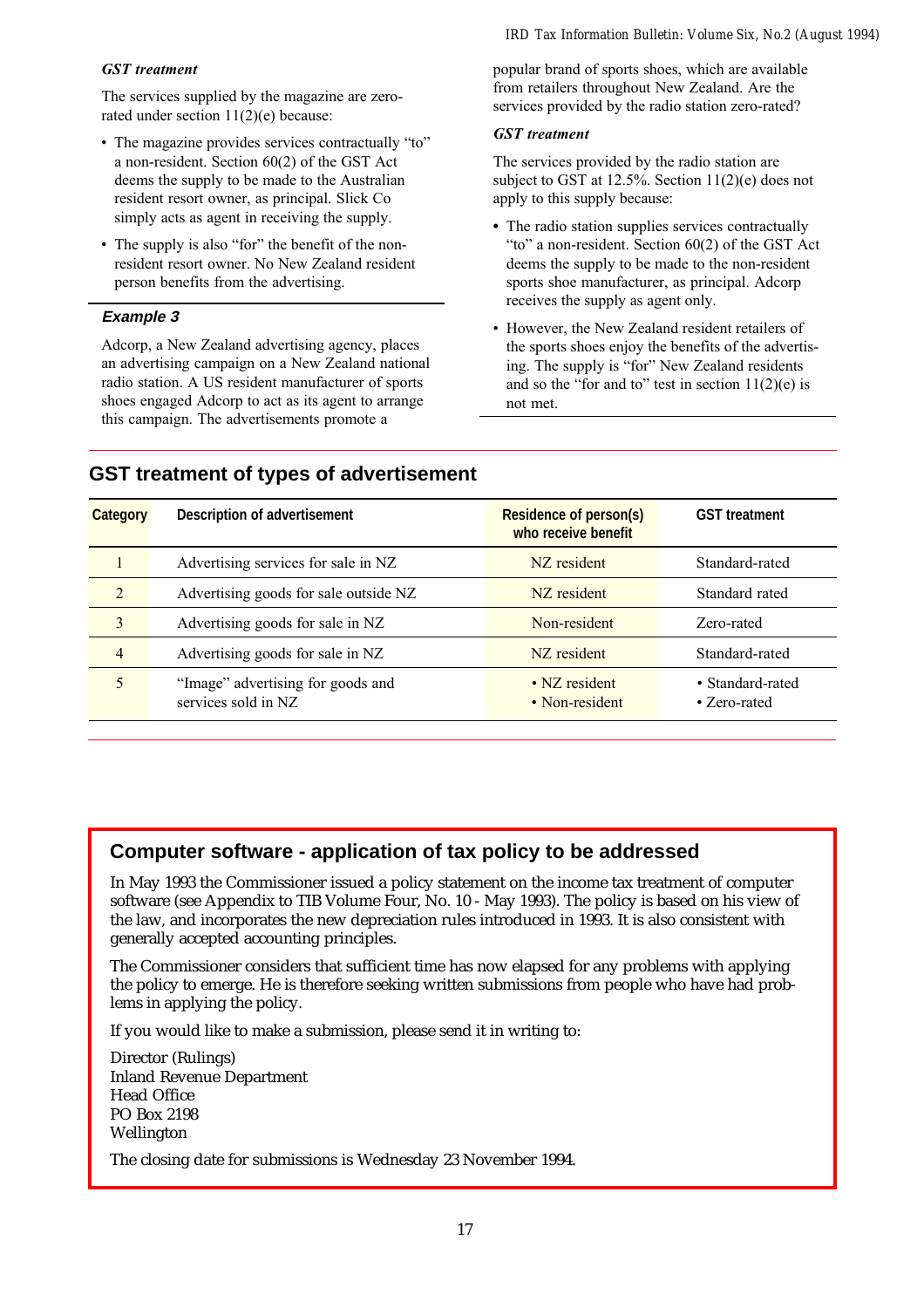*GST treatment*

The services supplied by the magazine are zero-rated under section 11(2)(e) because:

- The magazine provides services contractually "to" a non-resident. Section 60(2) of the GST Act deems the supply to be made to the Australian resident resort owner, as principal. Slick Co simply acts as agent in receiving the supply.
- The supply is also "for" the benefit of the non-resident resort owner. No New Zealand resident person benefits from the advertising.

### Example 3

Adcorp, a New Zealand advertising agency, places an advertising campaign on a New Zealand national radio station. A US resident manufacturer of sports shoes engaged Adcorp to act as its agent to arrange this campaign. The advertisements promote a popular brand of sports shoes, which are available from retailers throughout New Zealand. Are the services provided by the radio station zero-rated?

*GST treatment*

The services provided by the radio station are subject to GST at 12.5%. Section 11(2)(e) does not apply to this supply because:

- The radio station supplies services contractually "to" a non-resident. Section 60(2) of the GST Act deems the supply to be made to the non-resident sports shoe manufacturer, as principal. Adcorp receives the supply as agent only.
- However, the New Zealand resident retailers of the sports shoes enjoy the benefits of the advertising. The supply is "for" New Zealand residents and so the "for and to" test in section 11(2)(e) is not met.

## GST treatment of types of advertisement

| Category | Description of advertisement | Residence of person(s) who receive benefit | GST treatment |
|---|---|---|---|
| 1 | Advertising services for sale in NZ | NZ resident | Standard-rated |
| 2 | Advertising goods for sale outside NZ | NZ resident | Standard rated |
| 3 | Advertising goods for sale in NZ | Non-resident | Zero-rated |
| 4 | Advertising goods for sale in NZ | NZ resident | Standard-rated |
| 5 | "Image" advertising for goods and services sold in NZ | • NZ resident<br>• Non-resident | • Standard-rated<br>• Zero-rated |

## Computer software - application of tax policy to be addressed

In May 1993 the Commissioner issued a policy statement on the income tax treatment of computer software (see Appendix to TIB Volume Four, No. 10 - May 1993). The policy is based on his view of the law, and incorporates the new depreciation rules introduced in 1993. It is also consistent with generally accepted accounting principles.

The Commissioner considers that sufficient time has now elapsed for any problems with applying the policy to emerge. He is therefore seeking written submissions from people who have had problems in applying the policy.

If you would like to make a submission, please send it in writing to:

Director (Rulings)
Inland Revenue Department
Head Office
PO Box 2198
Wellington

The closing date for submissions is Wednesday 23 November 1994.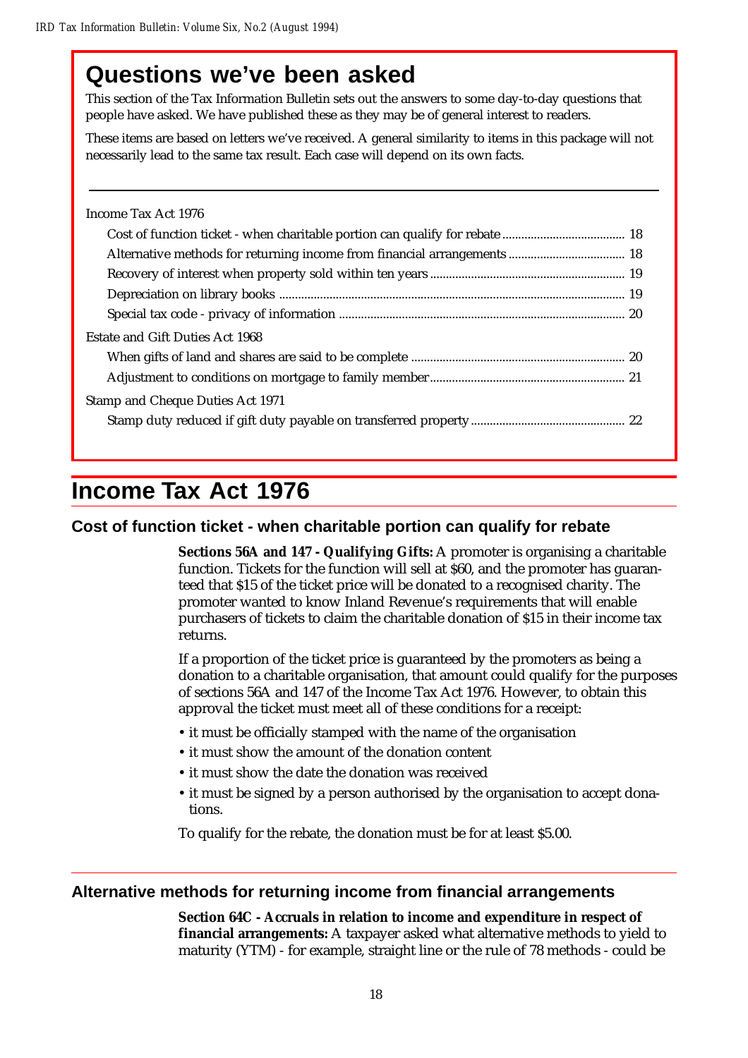# Questions we've been asked

This section of the Tax Information Bulletin sets out the answers to some day-to-day questions that people have asked. We have published these as they may be of general interest to readers.

These items are based on letters we've received. A general similarity to items in this package will not necessarily lead to the same tax result. Each case will depend on its own facts.

---

Income Tax Act 1976

- Cost of function ticket - when charitable portion can qualify for rebate ....... 18
- Alternative methods for returning income from financial arrangements ....... 18
- Recovery of interest when property sold within ten years ....... 19
- Depreciation on library books ....... 19
- Special tax code - privacy of information ....... 20

Estate and Gift Duties Act 1968

- When gifts of land and shares are said to be complete ....... 20
- Adjustment to conditions on mortgage to family member ....... 21

Stamp and Cheque Duties Act 1971

- Stamp duty reduced if gift duty payable on transferred property ....... 22

# Income Tax Act 1976

## Cost of function ticket - when charitable portion can qualify for rebate

**Sections 56A and 147 - Qualifying Gifts:** A promoter is organising a charitable function. Tickets for the function will sell at $60, and the promoter has guaranteed that $15 of the ticket price will be donated to a recognised charity. The promoter wanted to know Inland Revenue's requirements that will enable purchasers of tickets to claim the charitable donation of $15 in their income tax returns.

If a proportion of the ticket price is guaranteed by the promoters as being a donation to a charitable organisation, that amount could qualify for the purposes of sections 56A and 147 of the Income Tax Act 1976. However, to obtain this approval the ticket must meet all of these conditions for a receipt:

- it must be officially stamped with the name of the organisation
- it must show the amount of the donation content
- it must show the date the donation was received
- it must be signed by a person authorised by the organisation to accept donations.

To qualify for the rebate, the donation must be for at least $5.00.

---

## Alternative methods for returning income from financial arrangements

**Section 64C - Accruals in relation to income and expenditure in respect of financial arrangements:** A taxpayer asked what alternative methods to yield to maturity (YTM) - for example, straight line or the rule of 78 methods - could be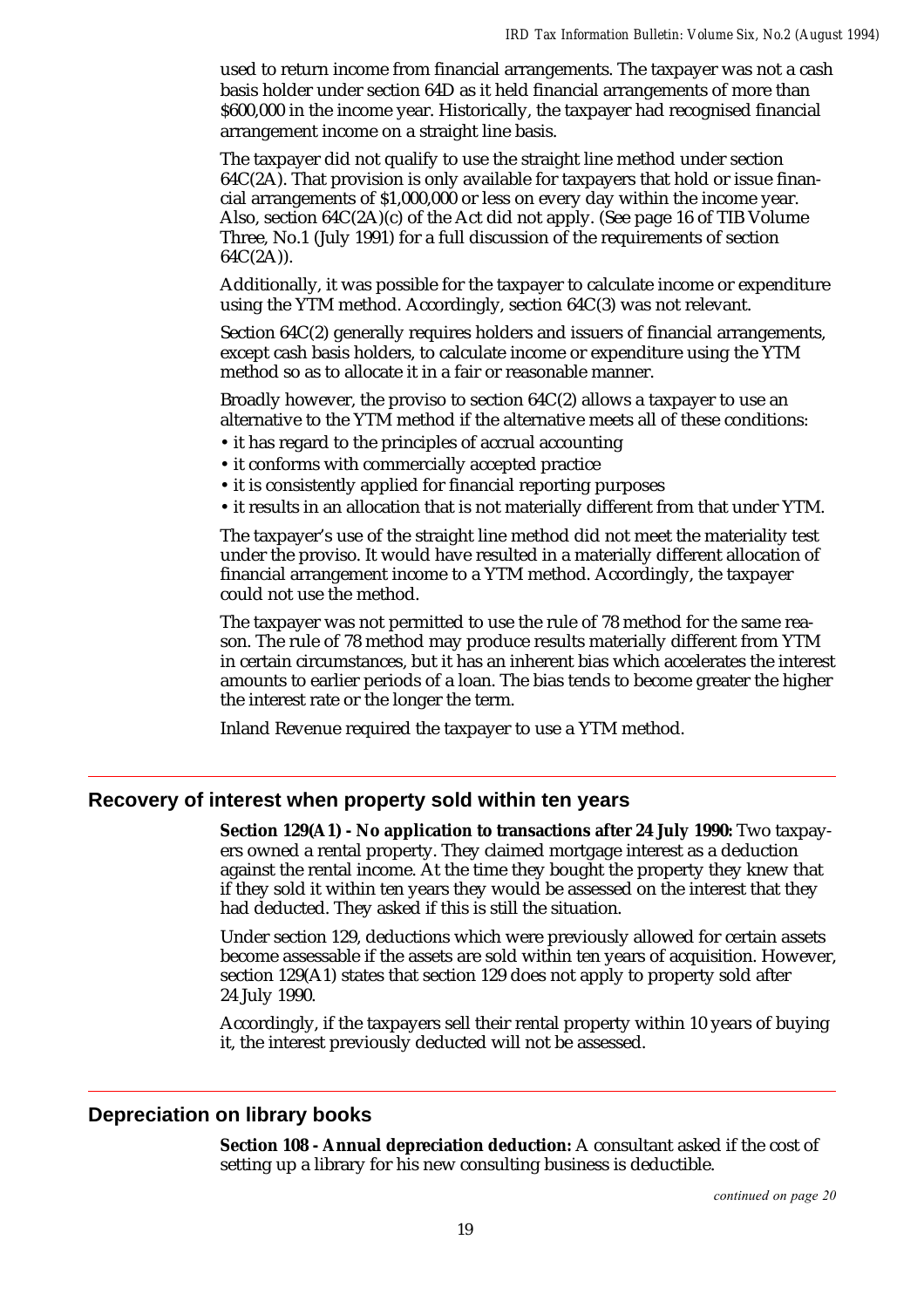used to return income from financial arrangements. The taxpayer was not a cash basis holder under section 64D as it held financial arrangements of more than $600,000 in the income year. Historically, the taxpayer had recognised financial arrangement income on a straight line basis.

The taxpayer did not qualify to use the straight line method under section 64C(2A). That provision is only available for taxpayers that hold or issue financial arrangements of $1,000,000 or less on every day within the income year. Also, section 64C(2A)(c) of the Act did not apply. (See page 16 of TIB Volume Three, No.1 (July 1991) for a full discussion of the requirements of section 64C(2A)).

Additionally, it was possible for the taxpayer to calculate income or expenditure using the YTM method. Accordingly, section 64C(3) was not relevant.

Section 64C(2) generally requires holders and issuers of financial arrangements, except cash basis holders, to calculate income or expenditure using the YTM method so as to allocate it in a fair or reasonable manner.

Broadly however, the proviso to section 64C(2) allows a taxpayer to use an alternative to the YTM method if the alternative meets all of these conditions:

- it has regard to the principles of accrual accounting
- it conforms with commercially accepted practice
- it is consistently applied for financial reporting purposes
- it results in an allocation that is not materially different from that under YTM.

The taxpayer's use of the straight line method did not meet the materiality test under the proviso. It would have resulted in a materially different allocation of financial arrangement income to a YTM method. Accordingly, the taxpayer could not use the method.

The taxpayer was not permitted to use the rule of 78 method for the same reason. The rule of 78 method may produce results materially different from YTM in certain circumstances, but it has an inherent bias which accelerates the interest amounts to earlier periods of a loan. The bias tends to become greater the higher the interest rate or the longer the term.

Inland Revenue required the taxpayer to use a YTM method.

## Recovery of interest when property sold within ten years

**Section 129(A1) - No application to transactions after 24 July 1990:** Two taxpayers owned a rental property. They claimed mortgage interest as a deduction against the rental income. At the time they bought the property they knew that if they sold it within ten years they would be assessed on the interest that they had deducted. They asked if this is still the situation.

Under section 129, deductions which were previously allowed for certain assets become assessable if the assets are sold within ten years of acquisition. However, section 129(A1) states that section 129 does not apply to property sold after 24 July 1990.

Accordingly, if the taxpayers sell their rental property within 10 years of buying it, the interest previously deducted will not be assessed.

## Depreciation on library books

**Section 108 - Annual depreciation deduction:** A consultant asked if the cost of setting up a library for his new consulting business is deductible.

*continued on page 20*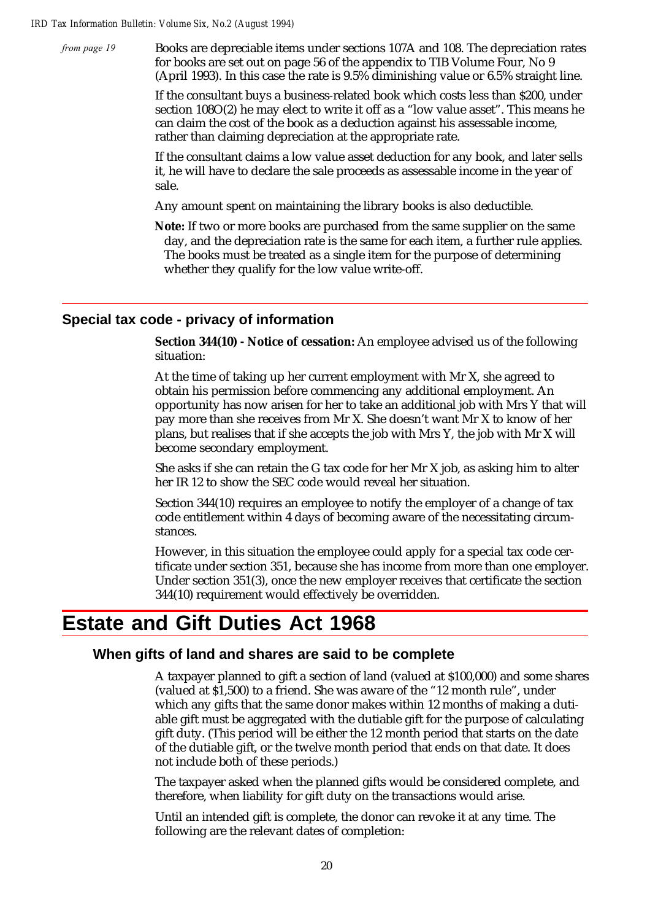*from page 19*

Books are depreciable items under sections 107A and 108. The depreciation rates for books are set out on page 56 of the appendix to TIB Volume Four, No 9 (April 1993). In this case the rate is 9.5% diminishing value or 6.5% straight line.

If the consultant buys a business-related book which costs less than $200, under section 108O(2) he may elect to write it off as a "low value asset". This means he can claim the cost of the book as a deduction against his assessable income, rather than claiming depreciation at the appropriate rate.

If the consultant claims a low value asset deduction for any book, and later sells it, he will have to declare the sale proceeds as assessable income in the year of sale.

Any amount spent on maintaining the library books is also deductible.

**Note:** If two or more books are purchased from the same supplier on the same day, and the depreciation rate is the same for each item, a further rule applies. The books must be treated as a single item for the purpose of determining whether they qualify for the low value write-off.

## Special tax code - privacy of information

**Section 344(10) - Notice of cessation:** An employee advised us of the following situation:

At the time of taking up her current employment with Mr X, she agreed to obtain his permission before commencing any additional employment. An opportunity has now arisen for her to take an additional job with Mrs Y that will pay more than she receives from Mr X. She doesn't want Mr X to know of her plans, but realises that if she accepts the job with Mrs Y, the job with Mr X will become secondary employment.

She asks if she can retain the G tax code for her Mr X job, as asking him to alter her IR 12 to show the SEC code would reveal her situation.

Section 344(10) requires an employee to notify the employer of a change of tax code entitlement within 4 days of becoming aware of the necessitating circumstances.

However, in this situation the employee could apply for a special tax code certificate under section 351, because she has income from more than one employer. Under section 351(3), once the new employer receives that certificate the section 344(10) requirement would effectively be overridden.

# Estate and Gift Duties Act 1968

## When gifts of land and shares are said to be complete

A taxpayer planned to gift a section of land (valued at $100,000) and some shares (valued at $1,500) to a friend. She was aware of the "12 month rule", under which any gifts that the same donor makes within 12 months of making a dutiable gift must be aggregated with the dutiable gift for the purpose of calculating gift duty. (This period will be either the 12 month period that starts on the date of the dutiable gift, or the twelve month period that ends on that date. It does not include both of these periods.)

The taxpayer asked when the planned gifts would be considered complete, and therefore, when liability for gift duty on the transactions would arise.

Until an intended gift is complete, the donor can revoke it at any time. The following are the relevant dates of completion: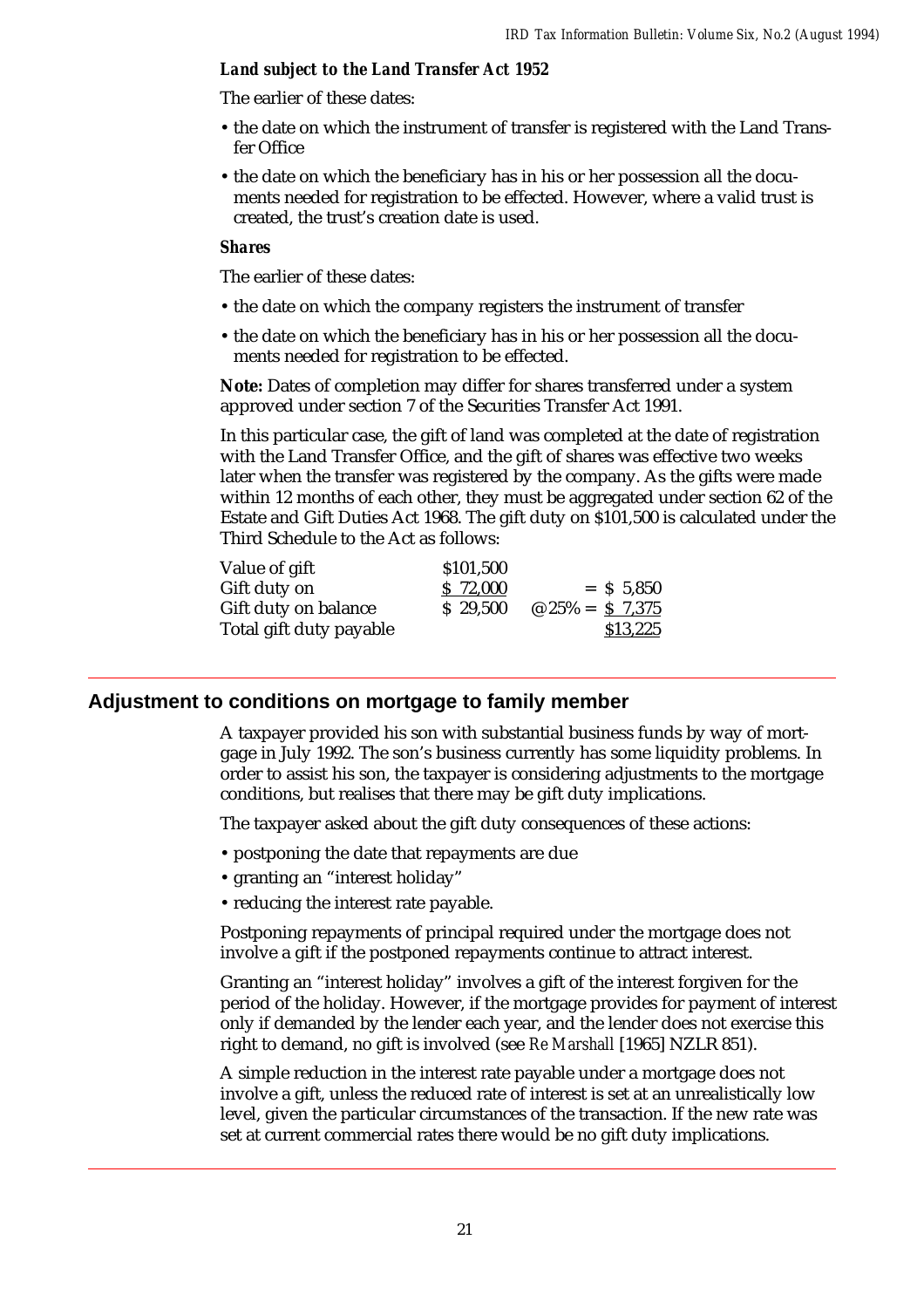***Land subject to the Land Transfer Act 1952***

The earlier of these dates:

- the date on which the instrument of transfer is registered with the Land Transfer Office
- the date on which the beneficiary has in his or her possession all the documents needed for registration to be effected. However, where a valid trust is created, the trust's creation date is used.

***Shares***

The earlier of these dates:

- the date on which the company registers the instrument of transfer
- the date on which the beneficiary has in his or her possession all the documents needed for registration to be effected.

**Note:** Dates of completion may differ for shares transferred under a system approved under section 7 of the Securities Transfer Act 1991.

In this particular case, the gift of land was completed at the date of registration with the Land Transfer Office, and the gift of shares was effective two weeks later when the transfer was registered by the company. As the gifts were made within 12 months of each other, they must be aggregated under section 62 of the Estate and Gift Duties Act 1968. The gift duty on $101,500 is calculated under the Third Schedule to the Act as follows:

| | | |
|---|---|---|
| Value of gift | $101,500 | |
| Gift duty on | $ 72,000 | = $ 5,850 |
| Gift duty on balance | $ 29,500 | @25% = $ 7,375 |
| Total gift duty payable | | $13,225 |

## Adjustment to conditions on mortgage to family member

A taxpayer provided his son with substantial business funds by way of mortgage in July 1992. The son's business currently has some liquidity problems. In order to assist his son, the taxpayer is considering adjustments to the mortgage conditions, but realises that there may be gift duty implications.

The taxpayer asked about the gift duty consequences of these actions:

- postponing the date that repayments are due
- granting an "interest holiday"
- reducing the interest rate payable.

Postponing repayments of principal required under the mortgage does not involve a gift if the postponed repayments continue to attract interest.

Granting an "interest holiday" involves a gift of the interest forgiven for the period of the holiday. However, if the mortgage provides for payment of interest only if demanded by the lender each year, and the lender does not exercise this right to demand, no gift is involved (see *Re Marshall* [1965] NZLR 851).

A simple reduction in the interest rate payable under a mortgage does not involve a gift, unless the reduced rate of interest is set at an unrealistically low level, given the particular circumstances of the transaction. If the new rate was set at current commercial rates there would be no gift duty implications.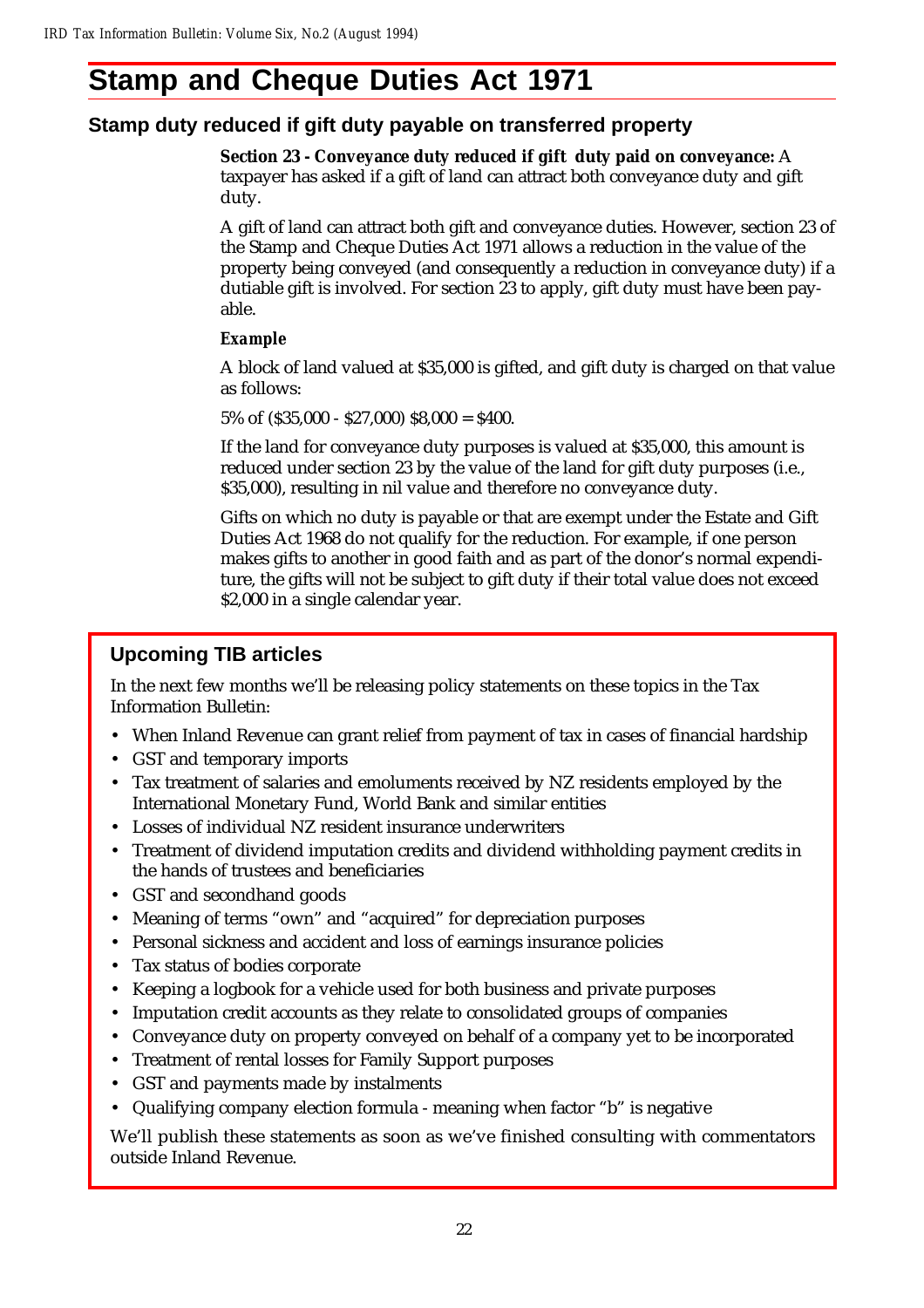# Stamp and Cheque Duties Act 1971

## Stamp duty reduced if gift duty payable on transferred property

**Section 23 - Conveyance duty reduced if gift duty paid on conveyance:** A taxpayer has asked if a gift of land can attract both conveyance duty and gift duty.

A gift of land can attract both gift and conveyance duties. However, section 23 of the Stamp and Cheque Duties Act 1971 allows a reduction in the value of the property being conveyed (and consequently a reduction in conveyance duty) if a dutiable gift is involved. For section 23 to apply, gift duty must have been payable.

***Example***

A block of land valued at $35,000 is gifted, and gift duty is charged on that value as follows:

5% of ($35,000 - $27,000) $8,000 = $400.

If the land for conveyance duty purposes is valued at $35,000, this amount is reduced under section 23 by the value of the land for gift duty purposes (i.e., $35,000), resulting in nil value and therefore no conveyance duty.

Gifts on which no duty is payable or that are exempt under the Estate and Gift Duties Act 1968 do not qualify for the reduction. For example, if one person makes gifts to another in good faith and as part of the donor's normal expenditure, the gifts will not be subject to gift duty if their total value does not exceed $2,000 in a single calendar year.

## Upcoming TIB articles

In the next few months we'll be releasing policy statements on these topics in the Tax Information Bulletin:

- When Inland Revenue can grant relief from payment of tax in cases of financial hardship
- GST and temporary imports
- Tax treatment of salaries and emoluments received by NZ residents employed by the International Monetary Fund, World Bank and similar entities
- Losses of individual NZ resident insurance underwriters
- Treatment of dividend imputation credits and dividend withholding payment credits in the hands of trustees and beneficiaries
- GST and secondhand goods
- Meaning of terms "own" and "acquired" for depreciation purposes
- Personal sickness and accident and loss of earnings insurance policies
- Tax status of bodies corporate
- Keeping a logbook for a vehicle used for both business and private purposes
- Imputation credit accounts as they relate to consolidated groups of companies
- Conveyance duty on property conveyed on behalf of a company yet to be incorporated
- Treatment of rental losses for Family Support purposes
- GST and payments made by instalments
- Qualifying company election formula - meaning when factor "b" is negative

We'll publish these statements as soon as we've finished consulting with commentators outside Inland Revenue.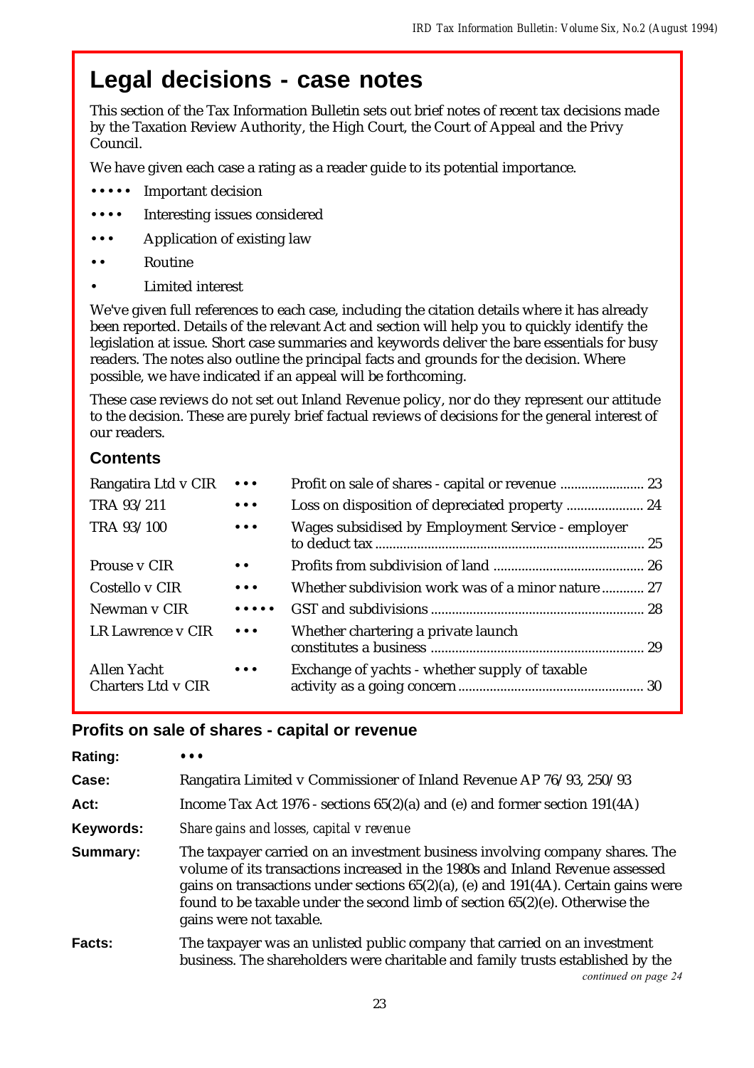# Legal decisions - case notes

This section of the Tax Information Bulletin sets out brief notes of recent tax decisions made by the Taxation Review Authority, the High Court, the Court of Appeal and the Privy Council.

We have given each case a rating as a reader guide to its potential importance.

- ••••• Important decision
- •••• Interesting issues considered
- ••• Application of existing law
- •• Routine
- • Limited interest

We've given full references to each case, including the citation details where it has already been reported. Details of the relevant Act and section will help you to quickly identify the legislation at issue. Short case summaries and keywords deliver the bare essentials for busy readers. The notes also outline the principal facts and grounds for the decision. Where possible, we have indicated if an appeal will be forthcoming.

These case reviews do not set out Inland Revenue policy, nor do they represent our attitude to the decision. These are purely brief factual reviews of decisions for the general interest of our readers.

## Contents

| | | | |
|---|---|---|---|
| Rangatira Ltd v CIR | ••• | Profit on sale of shares - capital or revenue | 23 |
| TRA 93/211 | ••• | Loss on disposition of depreciated property | 24 |
| TRA 93/100 | ••• | Wages subsidised by Employment Service - employer to deduct tax | 25 |
| Prouse v CIR | •• | Profits from subdivision of land | 26 |
| Costello v CIR | ••• | Whether subdivision work was of a minor nature | 27 |
| Newman v CIR | ••••• | GST and subdivisions | 28 |
| LR Lawrence v CIR | ••• | Whether chartering a private launch constitutes a business | 29 |
| Allen Yacht Charters Ltd v CIR | ••• | Exchange of yachts - whether supply of taxable activity as a going concern | 30 |

## Profits on sale of shares - capital or revenue

**Rating:** •••

**Case:** Rangatira Limited v Commissioner of Inland Revenue AP 76/93, 250/93

**Act:** Income Tax Act 1976 - sections 65(2)(a) and (e) and former section 191(4A)

**Keywords:** *Share gains and losses, capital v revenue*

**Summary:** The taxpayer carried on an investment business involving company shares. The volume of its transactions increased in the 1980s and Inland Revenue assessed gains on transactions under sections 65(2)(a), (e) and 191(4A). Certain gains were found to be taxable under the second limb of section 65(2)(e). Otherwise the gains were not taxable.

**Facts:** The taxpayer was an unlisted public company that carried on an investment business. The shareholders were charitable and family trusts established by the

*continued on page 24*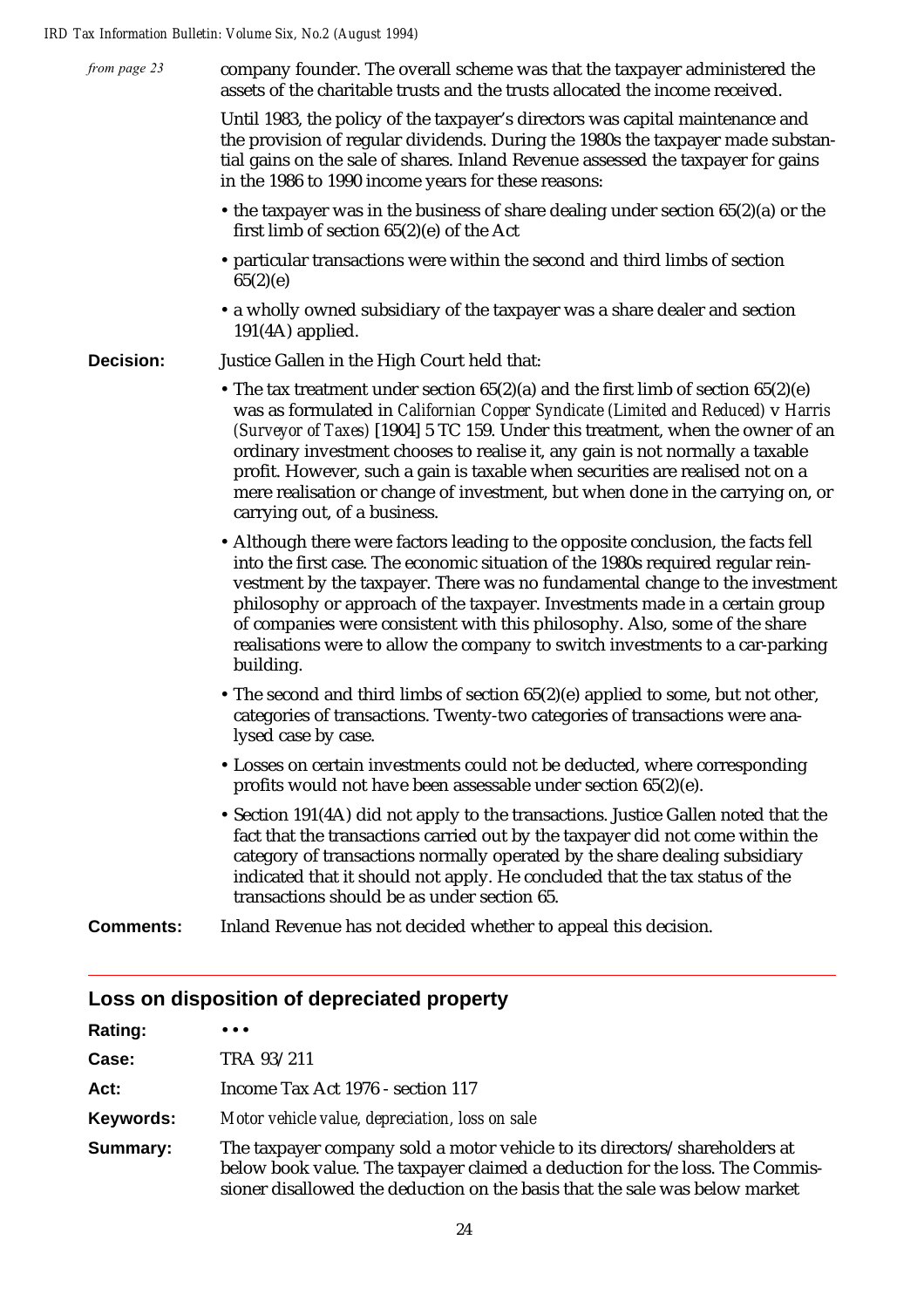*from page 23*

company founder. The overall scheme was that the taxpayer administered the assets of the charitable trusts and the trusts allocated the income received.

Until 1983, the policy of the taxpayer's directors was capital maintenance and the provision of regular dividends. During the 1980s the taxpayer made substantial gains on the sale of shares. Inland Revenue assessed the taxpayer for gains in the 1986 to 1990 income years for these reasons:

- the taxpayer was in the business of share dealing under section 65(2)(a) or the first limb of section 65(2)(e) of the Act
- particular transactions were within the second and third limbs of section 65(2)(e)
- a wholly owned subsidiary of the taxpayer was a share dealer and section 191(4A) applied.

**Decision:** Justice Gallen in the High Court held that:

- The tax treatment under section 65(2)(a) and the first limb of section 65(2)(e) was as formulated in *Californian Copper Syndicate (Limited and Reduced)* v *Harris (Surveyor of Taxes)* [1904] 5 TC 159. Under this treatment, when the owner of an ordinary investment chooses to realise it, any gain is not normally a taxable profit. However, such a gain is taxable when securities are realised not on a mere realisation or change of investment, but when done in the carrying on, or carrying out, of a business.
- Although there were factors leading to the opposite conclusion, the facts fell into the first case. The economic situation of the 1980s required regular reinvestment by the taxpayer. There was no fundamental change to the investment philosophy or approach of the taxpayer. Investments made in a certain group of companies were consistent with this philosophy. Also, some of the share realisations were to allow the company to switch investments to a car-parking building.
- The second and third limbs of section 65(2)(e) applied to some, but not other, categories of transactions. Twenty-two categories of transactions were analysed case by case.
- Losses on certain investments could not be deducted, where corresponding profits would not have been assessable under section 65(2)(e).
- Section 191(4A) did not apply to the transactions. Justice Gallen noted that the fact that the transactions carried out by the taxpayer did not come within the category of transactions normally operated by the share dealing subsidiary indicated that it should not apply. He concluded that the tax status of the transactions should be as under section 65.

**Comments:** Inland Revenue has not decided whether to appeal this decision.

---

## Loss on disposition of depreciated property

**Rating:** • • •

**Case:** TRA 93/211

**Act:** Income Tax Act 1976 - section 117

**Keywords:** *Motor vehicle value, depreciation, loss on sale*

**Summary:** The taxpayer company sold a motor vehicle to its directors/shareholders at below book value. The taxpayer claimed a deduction for the loss. The Commissioner disallowed the deduction on the basis that the sale was below market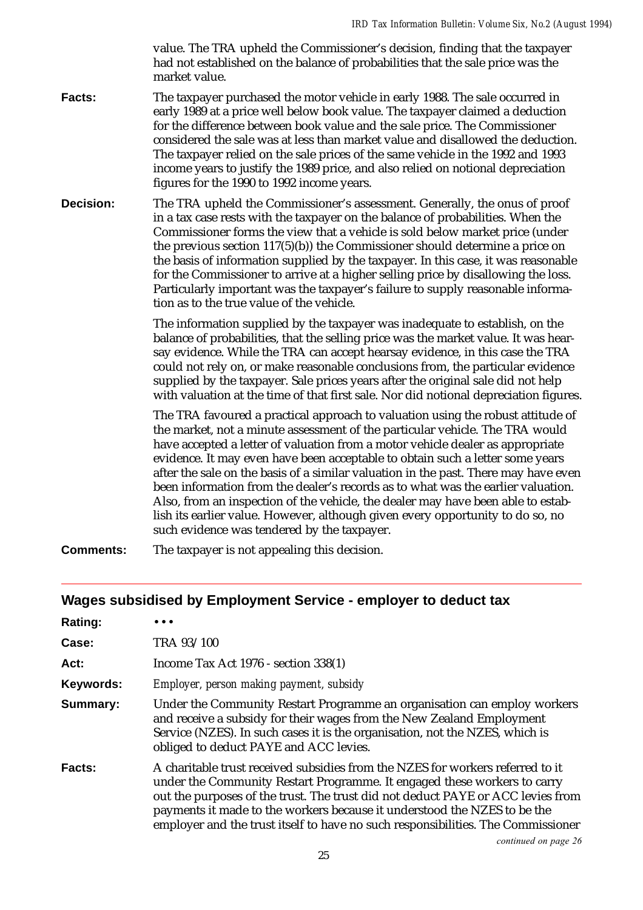value. The TRA upheld the Commissioner's decision, finding that the taxpayer had not established on the balance of probabilities that the sale price was the market value.

**Facts:** The taxpayer purchased the motor vehicle in early 1988. The sale occurred in early 1989 at a price well below book value. The taxpayer claimed a deduction for the difference between book value and the sale price. The Commissioner considered the sale was at less than market value and disallowed the deduction. The taxpayer relied on the sale prices of the same vehicle in the 1992 and 1993 income years to justify the 1989 price, and also relied on notional depreciation figures for the 1990 to 1992 income years.

**Decision:** The TRA upheld the Commissioner's assessment. Generally, the onus of proof in a tax case rests with the taxpayer on the balance of probabilities. When the Commissioner forms the view that a vehicle is sold below market price (under the previous section 117(5)(b)) the Commissioner should determine a price on the basis of information supplied by the taxpayer. In this case, it was reasonable for the Commissioner to arrive at a higher selling price by disallowing the loss. Particularly important was the taxpayer's failure to supply reasonable information as to the true value of the vehicle.

The information supplied by the taxpayer was inadequate to establish, on the balance of probabilities, that the selling price was the market value. It was hearsay evidence. While the TRA can accept hearsay evidence, in this case the TRA could not rely on, or make reasonable conclusions from, the particular evidence supplied by the taxpayer. Sale prices years after the original sale did not help with valuation at the time of that first sale. Nor did notional depreciation figures.

The TRA favoured a practical approach to valuation using the robust attitude of the market, not a minute assessment of the particular vehicle. The TRA would have accepted a letter of valuation from a motor vehicle dealer as appropriate evidence. It may even have been acceptable to obtain such a letter some years after the sale on the basis of a similar valuation in the past. There may have even been information from the dealer's records as to what was the earlier valuation. Also, from an inspection of the vehicle, the dealer may have been able to establish its earlier value. However, although given every opportunity to do so, no such evidence was tendered by the taxpayer.

**Comments:** The taxpayer is not appealing this decision.

## Wages subsidised by Employment Service - employer to deduct tax

**Rating:** • • •

**Case:** TRA 93/100

**Act:** Income Tax Act 1976 - section 338(1)

**Keywords:** *Employer, person making payment, subsidy*

**Summary:** Under the Community Restart Programme an organisation can employ workers and receive a subsidy for their wages from the New Zealand Employment Service (NZES). In such cases it is the organisation, not the NZES, which is obliged to deduct PAYE and ACC levies.

**Facts:** A charitable trust received subsidies from the NZES for workers referred to it under the Community Restart Programme. It engaged these workers to carry out the purposes of the trust. The trust did not deduct PAYE or ACC levies from payments it made to the workers because it understood the NZES to be the employer and the trust itself to have no such responsibilities. The Commissioner

*continued on page 26*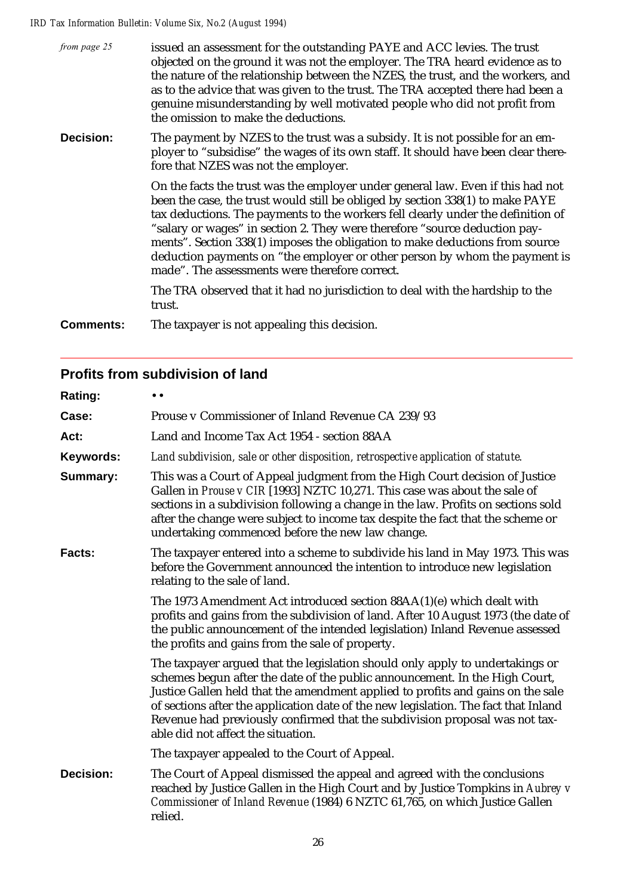*from page 25*

issued an assessment for the outstanding PAYE and ACC levies. The trust objected on the ground it was not the employer. The TRA heard evidence as to the nature of the relationship between the NZES, the trust, and the workers, and as to the advice that was given to the trust. The TRA accepted there had been a genuine misunderstanding by well motivated people who did not profit from the omission to make the deductions.

**Decision:** The payment by NZES to the trust was a subsidy. It is not possible for an employer to "subsidise" the wages of its own staff. It should have been clear therefore that NZES was not the employer.

On the facts the trust was the employer under general law. Even if this had not been the case, the trust would still be obliged by section 338(1) to make PAYE tax deductions. The payments to the workers fell clearly under the definition of "salary or wages" in section 2. They were therefore "source deduction payments". Section 338(1) imposes the obligation to make deductions from source deduction payments on "the employer or other person by whom the payment is made". The assessments were therefore correct.

The TRA observed that it had no jurisdiction to deal with the hardship to the trust.

**Comments:** The taxpayer is not appealing this decision.

---

## Profits from subdivision of land

**Rating:** • •

**Case:** Prouse v Commissioner of Inland Revenue CA 239/93

**Act:** Land and Income Tax Act 1954 - section 88AA

**Keywords:** *Land subdivision, sale or other disposition, retrospective application of statute.*

**Summary:** This was a Court of Appeal judgment from the High Court decision of Justice Gallen in *Prouse v CIR* [1993] NZTC 10,271. This case was about the sale of sections in a subdivision following a change in the law. Profits on sections sold after the change were subject to income tax despite the fact that the scheme or undertaking commenced before the new law change.

**Facts:** The taxpayer entered into a scheme to subdivide his land in May 1973. This was before the Government announced the intention to introduce new legislation relating to the sale of land.

The 1973 Amendment Act introduced section 88AA(1)(e) which dealt with profits and gains from the subdivision of land. After 10 August 1973 (the date of the public announcement of the intended legislation) Inland Revenue assessed the profits and gains from the sale of property.

The taxpayer argued that the legislation should only apply to undertakings or schemes begun after the date of the public announcement. In the High Court, Justice Gallen held that the amendment applied to profits and gains on the sale of sections after the application date of the new legislation. The fact that Inland Revenue had previously confirmed that the subdivision proposal was not taxable did not affect the situation.

The taxpayer appealed to the Court of Appeal.

**Decision:** The Court of Appeal dismissed the appeal and agreed with the conclusions reached by Justice Gallen in the High Court and by Justice Tompkins in *Aubrey v Commissioner of Inland Revenue* (1984) 6 NZTC 61,765, on which Justice Gallen relied.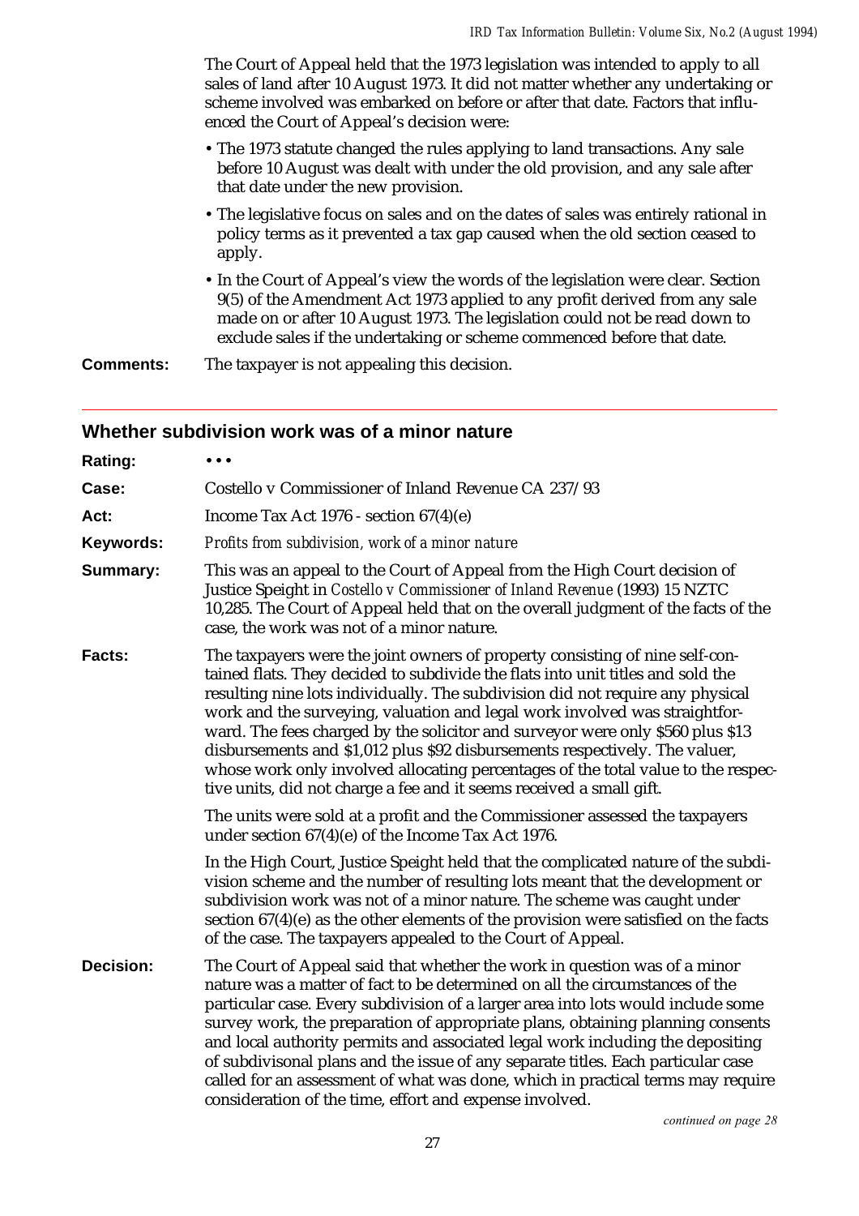The Court of Appeal held that the 1973 legislation was intended to apply to all sales of land after 10 August 1973. It did not matter whether any undertaking or scheme involved was embarked on before or after that date. Factors that influenced the Court of Appeal's decision were:

- The 1973 statute changed the rules applying to land transactions. Any sale before 10 August was dealt with under the old provision, and any sale after that date under the new provision.
- The legislative focus on sales and on the dates of sales was entirely rational in policy terms as it prevented a tax gap caused when the old section ceased to apply.
- In the Court of Appeal's view the words of the legislation were clear. Section 9(5) of the Amendment Act 1973 applied to any profit derived from any sale made on or after 10 August 1973. The legislation could not be read down to exclude sales if the undertaking or scheme commenced before that date.

**Comments:** The taxpayer is not appealing this decision.

---

## Whether subdivision work was of a minor nature

**Rating:** • • •

**Case:** Costello v Commissioner of Inland Revenue CA 237/93

**Act:** Income Tax Act 1976 - section 67(4)(e)

**Keywords:** *Profits from subdivision, work of a minor nature*

**Summary:** This was an appeal to the Court of Appeal from the High Court decision of Justice Speight in *Costello v Commissioner of Inland Revenue* (1993) 15 NZTC 10,285. The Court of Appeal held that on the overall judgment of the facts of the case, the work was not of a minor nature.

**Facts:** The taxpayers were the joint owners of property consisting of nine self-contained flats. They decided to subdivide the flats into unit titles and sold the resulting nine lots individually. The subdivision did not require any physical work and the surveying, valuation and legal work involved was straightforward. The fees charged by the solicitor and surveyor were only $560 plus $13 disbursements and $1,012 plus $92 disbursements respectively. The valuer, whose work only involved allocating percentages of the total value to the respective units, did not charge a fee and it seems received a small gift.

The units were sold at a profit and the Commissioner assessed the taxpayers under section 67(4)(e) of the Income Tax Act 1976.

In the High Court, Justice Speight held that the complicated nature of the subdivision scheme and the number of resulting lots meant that the development or subdivision work was not of a minor nature. The scheme was caught under section 67(4)(e) as the other elements of the provision were satisfied on the facts of the case. The taxpayers appealed to the Court of Appeal.

**Decision:** The Court of Appeal said that whether the work in question was of a minor nature was a matter of fact to be determined on all the circumstances of the particular case. Every subdivision of a larger area into lots would include some survey work, the preparation of appropriate plans, obtaining planning consents and local authority permits and associated legal work including the depositing of subdivisonal plans and the issue of any separate titles. Each particular case called for an assessment of what was done, which in practical terms may require consideration of the time, effort and expense involved.

*continued on page 28*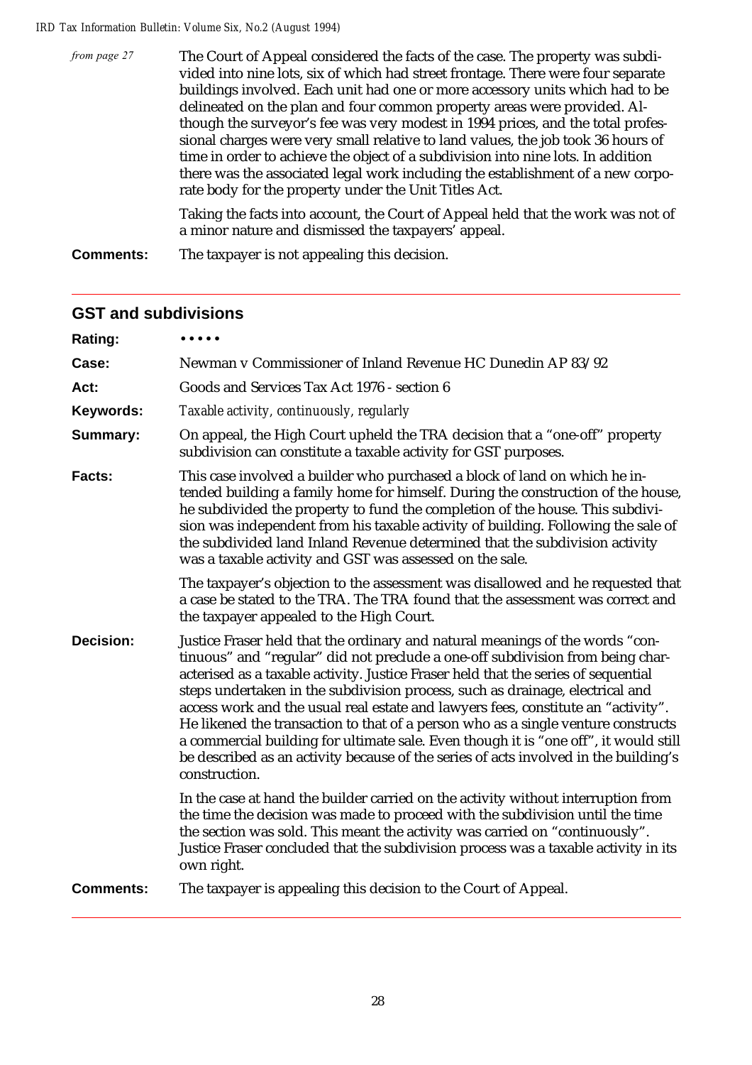*from page 27*

The Court of Appeal considered the facts of the case. The property was subdivided into nine lots, six of which had street frontage. There were four separate buildings involved. Each unit had one or more accessory units which had to be delineated on the plan and four common property areas were provided. Although the surveyor's fee was very modest in 1994 prices, and the total professional charges were very small relative to land values, the job took 36 hours of time in order to achieve the object of a subdivision into nine lots. In addition there was the associated legal work including the establishment of a new corporate body for the property under the Unit Titles Act.

Taking the facts into account, the Court of Appeal held that the work was not of a minor nature and dismissed the taxpayers' appeal.

**Comments:** The taxpayer is not appealing this decision.

## GST and subdivisions

**Rating:** • • • • •

**Case:** Newman v Commissioner of Inland Revenue HC Dunedin AP 83/92

**Act:** Goods and Services Tax Act 1976 - section 6

**Keywords:** *Taxable activity, continuously, regularly*

**Summary:** On appeal, the High Court upheld the TRA decision that a "one-off" property subdivision can constitute a taxable activity for GST purposes.

**Facts:** This case involved a builder who purchased a block of land on which he intended building a family home for himself. During the construction of the house, he subdivided the property to fund the completion of the house. This subdivision was independent from his taxable activity of building. Following the sale of the subdivided land Inland Revenue determined that the subdivision activity was a taxable activity and GST was assessed on the sale.

The taxpayer's objection to the assessment was disallowed and he requested that a case be stated to the TRA. The TRA found that the assessment was correct and the taxpayer appealed to the High Court.

**Decision:** Justice Fraser held that the ordinary and natural meanings of the words "continuous" and "regular" did not preclude a one-off subdivision from being characterised as a taxable activity. Justice Fraser held that the series of sequential steps undertaken in the subdivision process, such as drainage, electrical and access work and the usual real estate and lawyers fees, constitute an "activity". He likened the transaction to that of a person who as a single venture constructs a commercial building for ultimate sale. Even though it is "one off", it would still be described as an activity because of the series of acts involved in the building's construction.

In the case at hand the builder carried on the activity without interruption from the time the decision was made to proceed with the subdivision until the time the section was sold. This meant the activity was carried on "continuously". Justice Fraser concluded that the subdivision process was a taxable activity in its own right.

**Comments:** The taxpayer is appealing this decision to the Court of Appeal.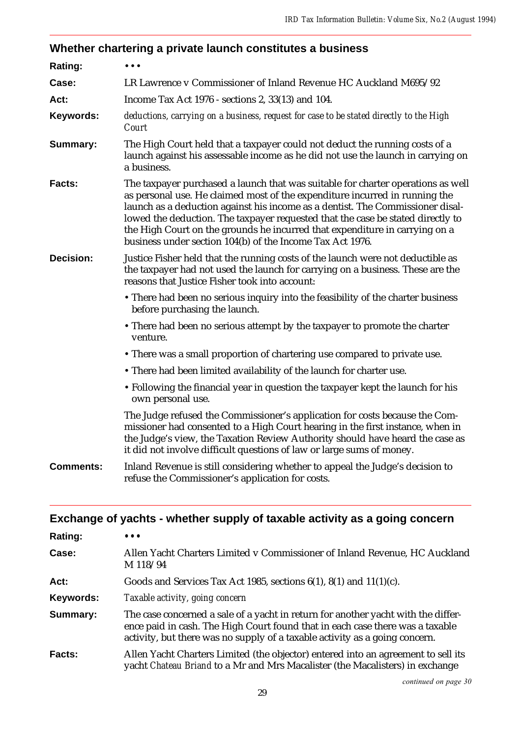## Whether chartering a private launch constitutes a business

**Rating:** • • •

**Case:** LR Lawrence v Commissioner of Inland Revenue HC Auckland M695/92

**Act:** Income Tax Act 1976 - sections 2, 33(13) and 104.

**Keywords:** *deductions, carrying on a business, request for case to be stated directly to the High Court*

**Summary:** The High Court held that a taxpayer could not deduct the running costs of a launch against his assessable income as he did not use the launch in carrying on a business.

**Facts:** The taxpayer purchased a launch that was suitable for charter operations as well as personal use. He claimed most of the expenditure incurred in running the launch as a deduction against his income as a dentist. The Commissioner disallowed the deduction. The taxpayer requested that the case be stated directly to the High Court on the grounds he incurred that expenditure in carrying on a business under section 104(b) of the Income Tax Act 1976.

**Decision:** Justice Fisher held that the running costs of the launch were not deductible as the taxpayer had not used the launch for carrying on a business. These are the reasons that Justice Fisher took into account:

- There had been no serious inquiry into the feasibility of the charter business before purchasing the launch.
- There had been no serious attempt by the taxpayer to promote the charter venture.
- There was a small proportion of chartering use compared to private use.
- There had been limited availability of the launch for charter use.
- Following the financial year in question the taxpayer kept the launch for his own personal use.

The Judge refused the Commissioner's application for costs because the Commissioner had consented to a High Court hearing in the first instance, when in the Judge's view, the Taxation Review Authority should have heard the case as it did not involve difficult questions of law or large sums of money.

**Comments:** Inland Revenue is still considering whether to appeal the Judge's decision to refuse the Commissioner's application for costs.

---

## Exchange of yachts - whether supply of taxable activity as a going concern

**Rating:** • • •

**Case:** Allen Yacht Charters Limited v Commissioner of Inland Revenue, HC Auckland M 118/94

**Act:** Goods and Services Tax Act 1985, sections 6(1), 8(1) and 11(1)(c).

**Keywords:** *Taxable activity, going concern*

**Summary:** The case concerned a sale of a yacht in return for another yacht with the difference paid in cash. The High Court found that in each case there was a taxable activity, but there was no supply of a taxable activity as a going concern.

**Facts:** Allen Yacht Charters Limited (the objector) entered into an agreement to sell its yacht *Chateau Briand* to a Mr and Mrs Macalister (the Macalisters) in exchange

*continued on page 30*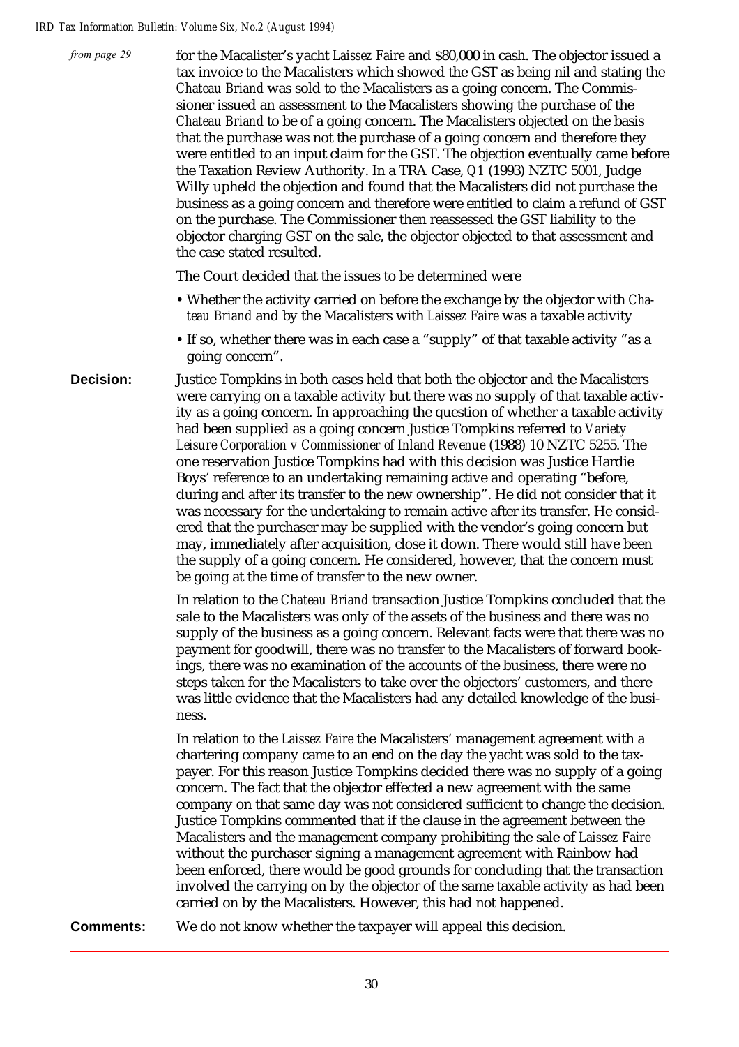*from page 29*

for the Macalister's yacht *Laissez Faire* and $80,000 in cash. The objector issued a tax invoice to the Macalisters which showed the GST as being nil and stating the *Chateau Briand* was sold to the Macalisters as a going concern. The Commissioner issued an assessment to the Macalisters showing the purchase of the *Chateau Briand* to be of a going concern. The Macalisters objected on the basis that the purchase was not the purchase of a going concern and therefore they were entitled to an input claim for the GST. The objection eventually came before the Taxation Review Authority. In a TRA Case, *Q1* (1993) NZTC 5001, Judge Willy upheld the objection and found that the Macalisters did not purchase the business as a going concern and therefore were entitled to claim a refund of GST on the purchase. The Commissioner then reassessed the GST liability to the objector charging GST on the sale, the objector objected to that assessment and the case stated resulted.

The Court decided that the issues to be determined were

- Whether the activity carried on before the exchange by the objector with *Chateau Briand* and by the Macalisters with *Laissez Faire* was a taxable activity
- If so, whether there was in each case a "supply" of that taxable activity "as a going concern".

**Decision:** Justice Tompkins in both cases held that both the objector and the Macalisters were carrying on a taxable activity but there was no supply of that taxable activity as a going concern. In approaching the question of whether a taxable activity had been supplied as a going concern Justice Tompkins referred to *Variety Leisure Corporation v Commissioner of Inland Revenue* (1988) 10 NZTC 5255. The one reservation Justice Tompkins had with this decision was Justice Hardie Boys' reference to an undertaking remaining active and operating "before, during and after its transfer to the new ownership". He did not consider that it was necessary for the undertaking to remain active after its transfer. He considered that the purchaser may be supplied with the vendor's going concern but may, immediately after acquisition, close it down. There would still have been the supply of a going concern. He considered, however, that the concern must be going at the time of transfer to the new owner.

In relation to the *Chateau Briand* transaction Justice Tompkins concluded that the sale to the Macalisters was only of the assets of the business and there was no supply of the business as a going concern. Relevant facts were that there was no payment for goodwill, there was no transfer to the Macalisters of forward bookings, there was no examination of the accounts of the business, there were no steps taken for the Macalisters to take over the objectors' customers, and there was little evidence that the Macalisters had any detailed knowledge of the business.

In relation to the *Laissez Faire* the Macalisters' management agreement with a chartering company came to an end on the day the yacht was sold to the taxpayer. For this reason Justice Tompkins decided there was no supply of a going concern. The fact that the objector effected a new agreement with the same company on that same day was not considered sufficient to change the decision. Justice Tompkins commented that if the clause in the agreement between the Macalisters and the management company prohibiting the sale of *Laissez Faire* without the purchaser signing a management agreement with Rainbow had been enforced, there would be good grounds for concluding that the transaction involved the carrying on by the objector of the same taxable activity as had been carried on by the Macalisters. However, this had not happened.

**Comments:** We do not know whether the taxpayer will appeal this decision.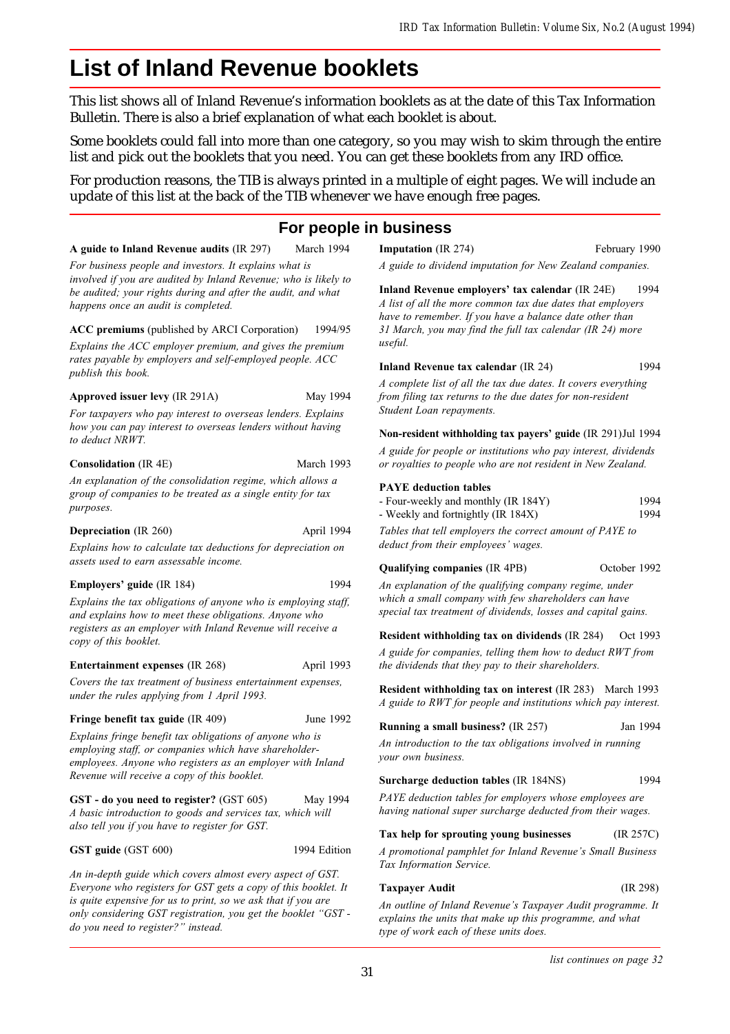# List of Inland Revenue booklets

This list shows all of Inland Revenue's information booklets as at the date of this Tax Information Bulletin. There is also a brief explanation of what each booklet is about.

Some booklets could fall into more than one category, so you may wish to skim through the entire list and pick out the booklets that you need. You can get these booklets from any IRD office.

For production reasons, the TIB is always printed in a multiple of eight pages. We will include an update of this list at the back of the TIB whenever we have enough free pages.

## For people in business

**A guide to Inland Revenue audits** (IR 297) March 1994

*For business people and investors. It explains what is involved if you are audited by Inland Revenue; who is likely to be audited; your rights during and after the audit, and what happens once an audit is completed.*

**ACC premiums** (published by ARCI Corporation) 1994/95

*Explains the ACC employer premium, and gives the premium rates payable by employers and self-employed people. ACC publish this book.*

**Approved issuer levy** (IR 291A) May 1994

*For taxpayers who pay interest to overseas lenders. Explains how you can pay interest to overseas lenders without having to deduct NRWT.*

**Consolidation** (IR 4E) March 1993

*An explanation of the consolidation regime, which allows a group of companies to be treated as a single entity for tax purposes.*

**Depreciation** (IR 260) April 1994

*Explains how to calculate tax deductions for depreciation on assets used to earn assessable income.*

**Employers' guide** (IR 184) 1994

*Explains the tax obligations of anyone who is employing staff, and explains how to meet these obligations. Anyone who registers as an employer with Inland Revenue will receive a copy of this booklet.*

**Entertainment expenses** (IR 268) April 1993

*Covers the tax treatment of business entertainment expenses, under the rules applying from 1 April 1993.*

**Fringe benefit tax guide** (IR 409) June 1992

*Explains fringe benefit tax obligations of anyone who is employing staff, or companies which have shareholder-employees. Anyone who registers as an employer with Inland Revenue will receive a copy of this booklet.*

**GST - do you need to register?** (GST 605) May 1994

*A basic introduction to goods and services tax, which will also tell you if you have to register for GST.*

**GST guide** (GST 600) 1994 Edition

*An in-depth guide which covers almost every aspect of GST. Everyone who registers for GST gets a copy of this booklet. It is quite expensive for us to print, so we ask that if you are only considering GST registration, you get the booklet "GST - do you need to register?" instead.*

**Imputation** (IR 274) February 1990

*A guide to dividend imputation for New Zealand companies.*

**Inland Revenue employers' tax calendar** (IR 24E) 1994

*A list of all the more common tax due dates that employers have to remember. If you have a balance date other than 31 March, you may find the full tax calendar (IR 24) more useful.*

**Inland Revenue tax calendar** (IR 24) 1994

*A complete list of all the tax due dates. It covers everything from filing tax returns to the due dates for non-resident Student Loan repayments.*

**Non-resident withholding tax payers' guide** (IR 291) Jul 1994

*A guide for people or institutions who pay interest, dividends or royalties to people who are not resident in New Zealand.*

**PAYE deduction tables**

- Four-weekly and monthly (IR 184Y) 1994
- Weekly and fortnightly (IR 184X) 1994

*Tables that tell employers the correct amount of PAYE to deduct from their employees' wages.*

**Qualifying companies** (IR 4PB) October 1992

*An explanation of the qualifying company regime, under which a small company with few shareholders can have special tax treatment of dividends, losses and capital gains.*

**Resident withholding tax on dividends** (IR 284) Oct 1993

*A guide for companies, telling them how to deduct RWT from the dividends that they pay to their shareholders.*

**Resident withholding tax on interest** (IR 283) March 1993

*A guide to RWT for people and institutions which pay interest.*

**Running a small business?** (IR 257) Jan 1994

*An introduction to the tax obligations involved in running your own business.*

**Surcharge deduction tables** (IR 184NS) 1994

*PAYE deduction tables for employers whose employees are having national super surcharge deducted from their wages.*

**Tax help for sprouting young businesses** (IR 257C)

*A promotional pamphlet for Inland Revenue's Small Business Tax Information Service.*

**Taxpayer Audit** (IR 298)

*An outline of Inland Revenue's Taxpayer Audit programme. It explains the units that make up this programme, and what type of work each of these units does.*

*list continues on page 32*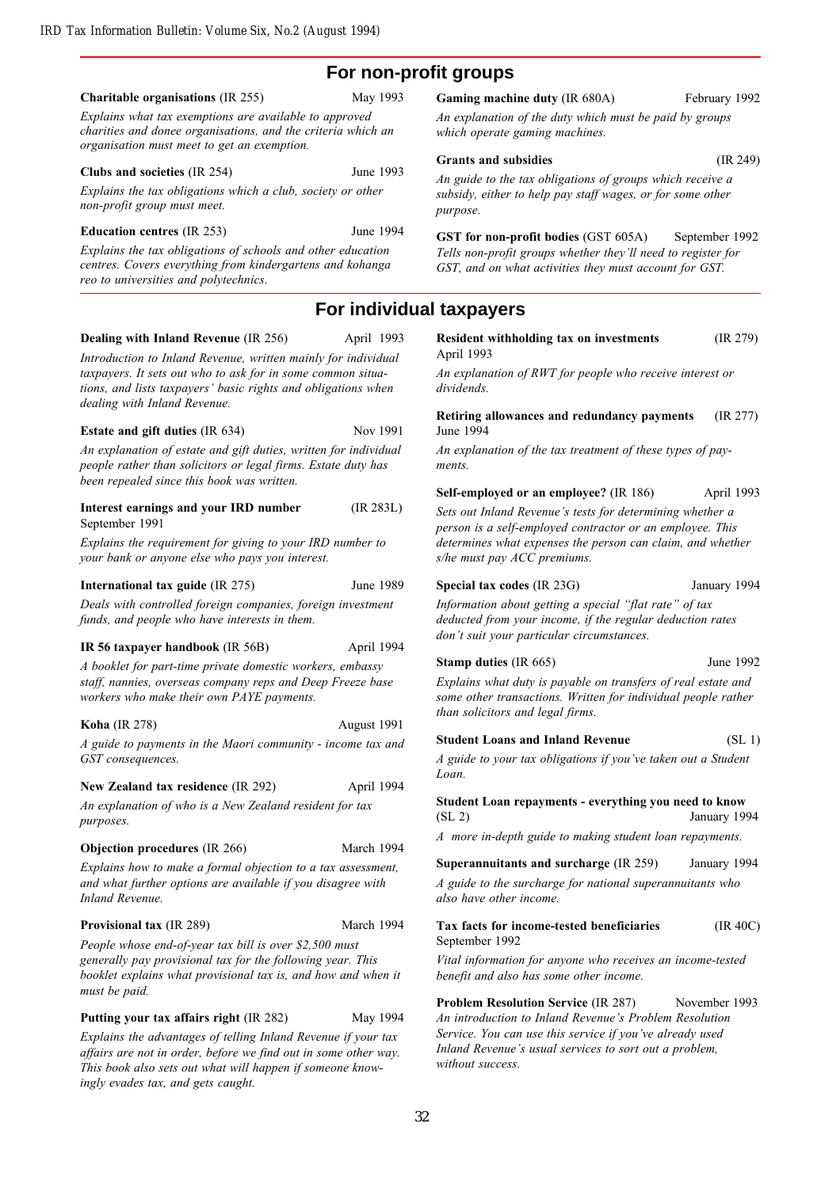## For non-profit groups

**Charitable organisations** (IR 255) May 1993

*Explains what tax exemptions are available to approved charities and donee organisations, and the criteria which an organisation must meet to get an exemption.*

**Clubs and societies** (IR 254) June 1993

*Explains the tax obligations which a club, society or other non-profit group must meet.*

**Education centres** (IR 253) June 1994

*Explains the tax obligations of schools and other education centres. Covers everything from kindergartens and kohanga reo to universities and polytechnics.*

**Gaming machine duty** (IR 680A) February 1992

*An explanation of the duty which must be paid by groups which operate gaming machines.*

**Grants and subsidies** (IR 249)

*An guide to the tax obligations of groups which receive a subsidy, either to help pay staff wages, or for some other purpose.*

**GST for non-profit bodies** (GST 605A) September 1992

*Tells non-profit groups whether they'll need to register for GST, and on what activities they must account for GST.*

## For individual taxpayers

**Dealing with Inland Revenue** (IR 256) April 1993

*Introduction to Inland Revenue, written mainly for individual taxpayers. It sets out who to ask for in some common situations, and lists taxpayers' basic rights and obligations when dealing with Inland Revenue.*

**Estate and gift duties** (IR 634) Nov 1991

*An explanation of estate and gift duties, written for individual people rather than solicitors or legal firms. Estate duty has been repealed since this book was written.*

**Interest earnings and your IRD number** (IR 283L) September 1991

*Explains the requirement for giving to your IRD number to your bank or anyone else who pays you interest.*

**International tax guide** (IR 275) June 1989

*Deals with controlled foreign companies, foreign investment funds, and people who have interests in them.*

**IR 56 taxpayer handbook** (IR 56B) April 1994

*A booklet for part-time private domestic workers, embassy staff, nannies, overseas company reps and Deep Freeze base workers who make their own PAYE payments.*

**Koha** (IR 278) August 1991

*A guide to payments in the Maori community - income tax and GST consequences.*

**New Zealand tax residence** (IR 292) April 1994

*An explanation of who is a New Zealand resident for tax purposes.*

**Objection procedures** (IR 266) March 1994

*Explains how to make a formal objection to a tax assessment, and what further options are available if you disagree with Inland Revenue.*

**Provisional tax** (IR 289) March 1994

*People whose end-of-year tax bill is over $2,500 must generally pay provisional tax for the following year. This booklet explains what provisional tax is, and how and when it must be paid.*

**Putting your tax affairs right** (IR 282) May 1994

*Explains the advantages of telling Inland Revenue if your tax affairs are not in order, before we find out in some other way. This book also sets out what will happen if someone knowingly evades tax, and gets caught.*

**Resident withholding tax on investments** (IR 279) April 1993

*An explanation of RWT for people who receive interest or dividends.*

**Retiring allowances and redundancy payments** (IR 277) June 1994

*An explanation of the tax treatment of these types of payments.*

**Self-employed or an employee?** (IR 186) April 1993

*Sets out Inland Revenue's tests for determining whether a person is a self-employed contractor or an employee. This determines what expenses the person can claim, and whether s/he must pay ACC premiums.*

**Special tax codes** (IR 23G) January 1994

*Information about getting a special "flat rate" of tax deducted from your income, if the regular deduction rates don't suit your particular circumstances.*

**Stamp duties** (IR 665) June 1992

*Explains what duty is payable on transfers of real estate and some other transactions. Written for individual people rather than solicitors and legal firms.*

**Student Loans and Inland Revenue** (SL 1)

*A guide to your tax obligations if you've taken out a Student Loan.*

**Student Loan repayments - everything you need to know** (SL 2) January 1994

*A more in-depth guide to making student loan repayments.*

**Superannuitants and surcharge** (IR 259) January 1994

*A guide to the surcharge for national superannuitants who also have other income.*

**Tax facts for income-tested beneficiaries** (IR 40C) September 1992

*Vital information for anyone who receives an income-tested benefit and also has some other income.*

**Problem Resolution Service** (IR 287) November 1993

*An introduction to Inland Revenue's Problem Resolution Service. You can use this service if you've already used Inland Revenue's usual services to sort out a problem, without success.*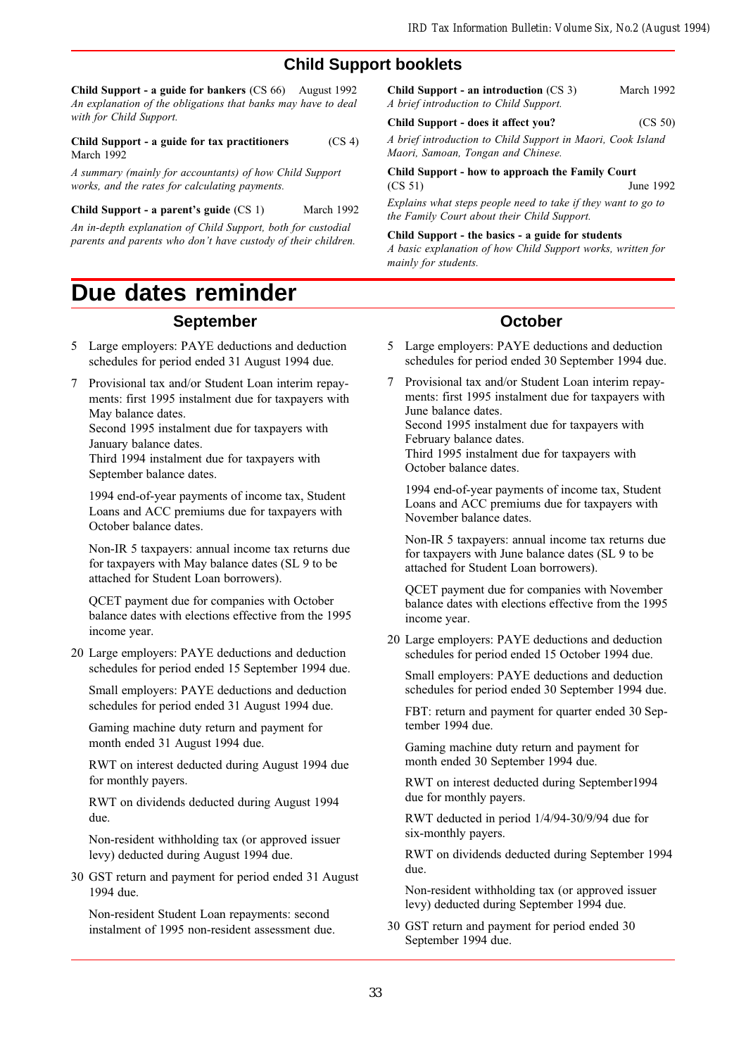## Child Support booklets

**Child Support - a guide for bankers** (CS 66) August 1992

*An explanation of the obligations that banks may have to deal with for Child Support.*

**Child Support - a guide for tax practitioners** (CS 4) March 1992

*A summary (mainly for accountants) of how Child Support works, and the rates for calculating payments.*

**Child Support - a parent's guide** (CS 1) March 1992

*An in-depth explanation of Child Support, both for custodial parents and parents who don't have custody of their children.*

**Child Support - an introduction** (CS 3) March 1992

*A brief introduction to Child Support.*

**Child Support - does it affect you?** (CS 50)

*A brief introduction to Child Support in Maori, Cook Island Maori, Samoan, Tongan and Chinese.*

**Child Support - how to approach the Family Court** (CS 51) June 1992

*Explains what steps people need to take if they want to go to the Family Court about their Child Support.*

**Child Support - the basics - a guide for students**

*A basic explanation of how Child Support works, written for mainly for students.*

# Due dates reminder

## September

5 Large employers: PAYE deductions and deduction schedules for period ended 31 August 1994 due.

7 Provisional tax and/or Student Loan interim repayments: first 1995 instalment due for taxpayers with May balance dates.
Second 1995 instalment due for taxpayers with January balance dates.
Third 1994 instalment due for taxpayers with September balance dates.

1994 end-of-year payments of income tax, Student Loans and ACC premiums due for taxpayers with October balance dates.

Non-IR 5 taxpayers: annual income tax returns due for taxpayers with May balance dates (SL 9 to be attached for Student Loan borrowers).

QCET payment due for companies with October balance dates with elections effective from the 1995 income year.

20 Large employers: PAYE deductions and deduction schedules for period ended 15 September 1994 due.

Small employers: PAYE deductions and deduction schedules for period ended 31 August 1994 due.

Gaming machine duty return and payment for month ended 31 August 1994 due.

RWT on interest deducted during August 1994 due for monthly payers.

RWT on dividends deducted during August 1994 due.

Non-resident withholding tax (or approved issuer levy) deducted during August 1994 due.

30 GST return and payment for period ended 31 August 1994 due.

Non-resident Student Loan repayments: second instalment of 1995 non-resident assessment due.

## October

5 Large employers: PAYE deductions and deduction schedules for period ended 30 September 1994 due.

7 Provisional tax and/or Student Loan interim repayments: first 1995 instalment due for taxpayers with June balance dates.
Second 1995 instalment due for taxpayers with February balance dates.
Third 1995 instalment due for taxpayers with October balance dates.

1994 end-of-year payments of income tax, Student Loans and ACC premiums due for taxpayers with November balance dates.

Non-IR 5 taxpayers: annual income tax returns due for taxpayers with June balance dates (SL 9 to be attached for Student Loan borrowers).

QCET payment due for companies with November balance dates with elections effective from the 1995 income year.

20 Large employers: PAYE deductions and deduction schedules for period ended 15 October 1994 due.

Small employers: PAYE deductions and deduction schedules for period ended 30 September 1994 due.

FBT: return and payment for quarter ended 30 September 1994 due.

Gaming machine duty return and payment for month ended 30 September 1994 due.

RWT on interest deducted during September1994 due for monthly payers.

RWT deducted in period 1/4/94-30/9/94 due for six-monthly payers.

RWT on dividends deducted during September 1994 due.

Non-resident withholding tax (or approved issuer levy) deducted during September 1994 due.

30 GST return and payment for period ended 30 September 1994 due.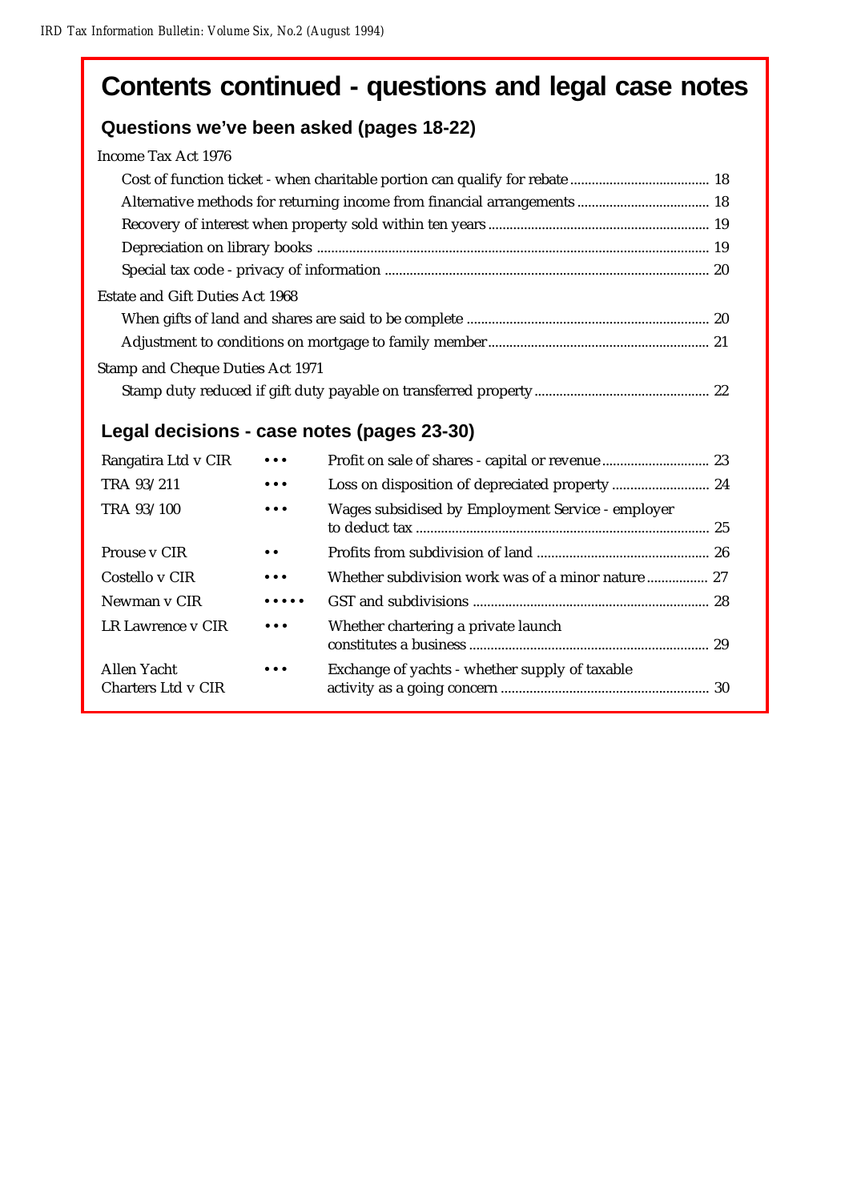# Contents continued - questions and legal case notes

## Questions we've been asked (pages 18-22)

Income Tax Act 1976

- Cost of function ticket - when charitable portion can qualify for rebate ........ 18
- Alternative methods for returning income from financial arrangements ........ 18
- Recovery of interest when property sold within ten years ........ 19
- Depreciation on library books ........ 19
- Special tax code - privacy of information ........ 20

Estate and Gift Duties Act 1968

- When gifts of land and shares are said to be complete ........ 20
- Adjustment to conditions on mortgage to family member ........ 21

Stamp and Cheque Duties Act 1971

- Stamp duty reduced if gift duty payable on transferred property ........ 22

## Legal decisions - case notes (pages 23-30)

| Case | Rating | Subject | Page |
|---|---|---|---|
| Rangatira Ltd v CIR | ••• | Profit on sale of shares - capital or revenue | 23 |
| TRA 93/211 | ••• | Loss on disposition of depreciated property | 24 |
| TRA 93/100 | ••• | Wages subsidised by Employment Service - employer to deduct tax | 25 |
| Prouse v CIR | •• | Profits from subdivision of land | 26 |
| Costello v CIR | ••• | Whether subdivision work was of a minor nature | 27 |
| Newman v CIR | ••••• | GST and subdivisions | 28 |
| LR Lawrence v CIR | ••• | Whether chartering a private launch constitutes a business | 29 |
| Allen Yacht Charters Ltd v CIR | ••• | Exchange of yachts - whether supply of taxable activity as a going concern | 30 |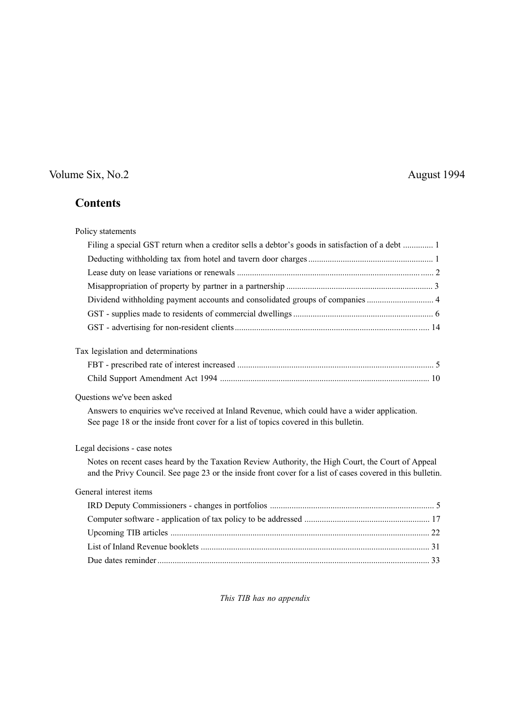Volume Six, No.2 August 1994

## Contents

Policy statements

- Filing a special GST return when a creditor sells a debtor's goods in satisfaction of a debt .............. 1
- Deducting withholding tax from hotel and tavern door charges .......................................................... 1
- Lease duty on lease variations or renewals ......................................................................................... 2
- Misappropriation of property by partner in a partnership .................................................................... 3
- Dividend withholding payment accounts and consolidated groups of companies ............................... 4
- GST - supplies made to residents of commercial dwellings ................................................................. 6
- GST - advertising for non-resident clients ........................................................................................... 14

Tax legislation and determinations

- FBT - prescribed rate of interest increased ........................................................................................... 5
- Child Support Amendment Act 1994 .................................................................................................... 10

Questions we've been asked

Answers to enquiries we've received at Inland Revenue, which could have a wider application. See page 18 or the inside front cover for a list of topics covered in this bulletin.

Legal decisions - case notes

Notes on recent cases heard by the Taxation Review Authority, the High Court, the Court of Appeal and the Privy Council. See page 23 or the inside front cover for a list of cases covered in this bulletin.

General interest items

- IRD Deputy Commissioners - changes in portfolios ............................................................................ 5
- Computer software - application of tax policy to be addressed .......................................................... 17
- Upcoming TIB articles ......................................................................................................................... 22
- List of Inland Revenue booklets .......................................................................................................... 31
- Due dates reminder .............................................................................................................................. 33

*This TIB has no appendix*